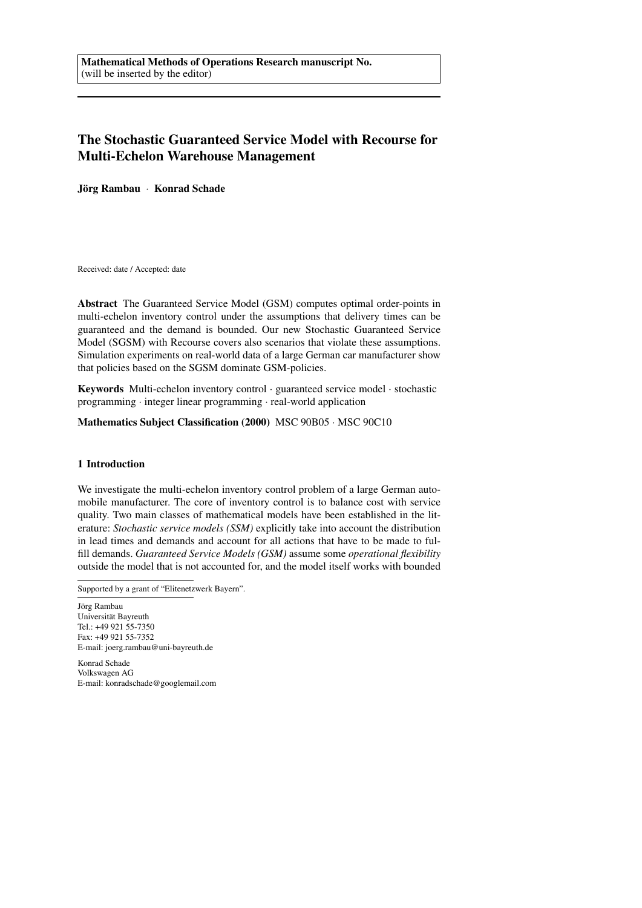**Mathematical Methods of Operations Research manuscript No.**
(will be inserted by the editor)

# The Stochastic Guaranteed Service Model with Recourse for Multi-Echelon Warehouse Management

**Jörg Rambau** · **Konrad Schade**

Received: date / Accepted: date

**Abstract** The Guaranteed Service Model (GSM) computes optimal order-points in multi-echelon inventory control under the assumptions that delivery times can be guaranteed and the demand is bounded. Our new Stochastic Guaranteed Service Model (SGSM) with Recourse covers also scenarios that violate these assumptions. Simulation experiments on real-world data of a large German car manufacturer show that policies based on the SGSM dominate GSM-policies.

**Keywords** Multi-echelon inventory control · guaranteed service model · stochastic programming · integer linear programming · real-world application

**Mathematics Subject Classification (2000)** MSC 90B05 · MSC 90C10

## 1 Introduction

We investigate the multi-echelon inventory control problem of a large German automobile manufacturer. The core of inventory control is to balance cost with service quality. Two main classes of mathematical models have been established in the literature: *Stochastic service models (SSM)* explicitly take into account the distribution in lead times and demands and account for all actions that have to be made to fulfill demands. *Guaranteed Service Models (GSM)* assume some *operational flexibility* outside the model that is not accounted for, and the model itself works with bounded

Supported by a grant of "Elitenetzwerk Bayern".

Jörg Rambau
Universität Bayreuth
Tel.: +49 921 55-7350
Fax: +49 921 55-7352
E-mail: joerg.rambau@uni-bayreuth.de

Konrad Schade
Volkswagen AG
E-mail: konradschade@googlemail.com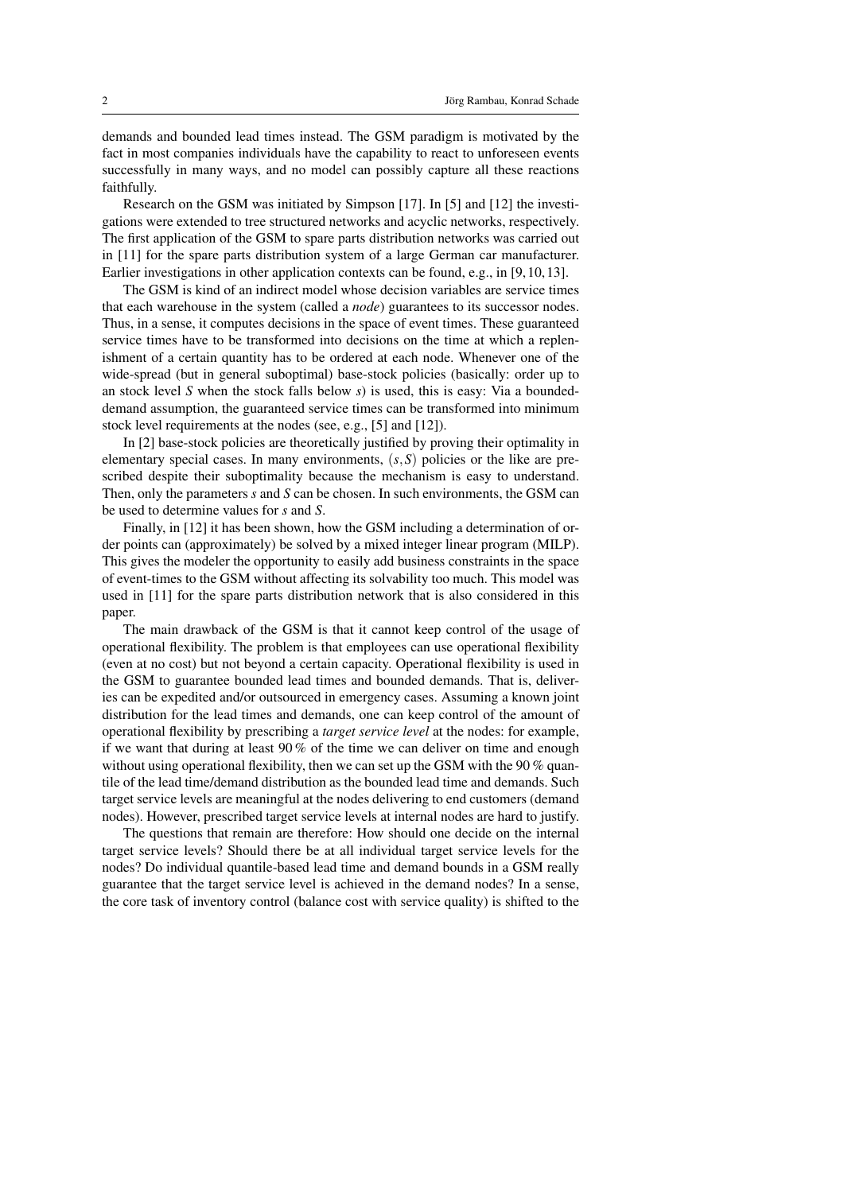demands and bounded lead times instead. The GSM paradigm is motivated by the fact in most companies individuals have the capability to react to unforeseen events successfully in many ways, and no model can possibly capture all these reactions faithfully.

Research on the GSM was initiated by Simpson [17]. In [5] and [12] the investigations were extended to tree structured networks and acyclic networks, respectively. The first application of the GSM to spare parts distribution networks was carried out in [11] for the spare parts distribution system of a large German car manufacturer. Earlier investigations in other application contexts can be found, e.g., in [9, 10, 13].

The GSM is kind of an indirect model whose decision variables are service times that each warehouse in the system (called a *node*) guarantees to its successor nodes. Thus, in a sense, it computes decisions in the space of event times. These guaranteed service times have to be transformed into decisions on the time at which a replenishment of a certain quantity has to be ordered at each node. Whenever one of the wide-spread (but in general suboptimal) base-stock policies (basically: order up to an stock level $S$ when the stock falls below $s$) is used, this is easy: Via a bounded-demand assumption, the guaranteed service times can be transformed into minimum stock level requirements at the nodes (see, e.g., [5] and [12]).

In [2] base-stock policies are theoretically justified by proving their optimality in elementary special cases. In many environments, $(s,S)$ policies or the like are prescribed despite their suboptimality because the mechanism is easy to understand. Then, only the parameters $s$ and $S$ can be chosen. In such environments, the GSM can be used to determine values for $s$ and $S$.

Finally, in [12] it has been shown, how the GSM including a determination of order points can (approximately) be solved by a mixed integer linear program (MILP). This gives the modeler the opportunity to easily add business constraints in the space of event-times to the GSM without affecting its solvability too much. This model was used in [11] for the spare parts distribution network that is also considered in this paper.

The main drawback of the GSM is that it cannot keep control of the usage of operational flexibility. The problem is that employees can use operational flexibility (even at no cost) but not beyond a certain capacity. Operational flexibility is used in the GSM to guarantee bounded lead times and bounded demands. That is, deliveries can be expedited and/or outsourced in emergency cases. Assuming a known joint distribution for the lead times and demands, one can keep control of the amount of operational flexibility by prescribing a *target service level* at the nodes: for example, if we want that during at least 90 % of the time we can deliver on time and enough without using operational flexibility, then we can set up the GSM with the 90 % quantile of the lead time/demand distribution as the bounded lead time and demands. Such target service levels are meaningful at the nodes delivering to end customers (demand nodes). However, prescribed target service levels at internal nodes are hard to justify.

The questions that remain are therefore: How should one decide on the internal target service levels? Should there be at all individual target service levels for the nodes? Do individual quantile-based lead time and demand bounds in a GSM really guarantee that the target service level is achieved in the demand nodes? In a sense, the core task of inventory control (balance cost with service quality) is shifted to the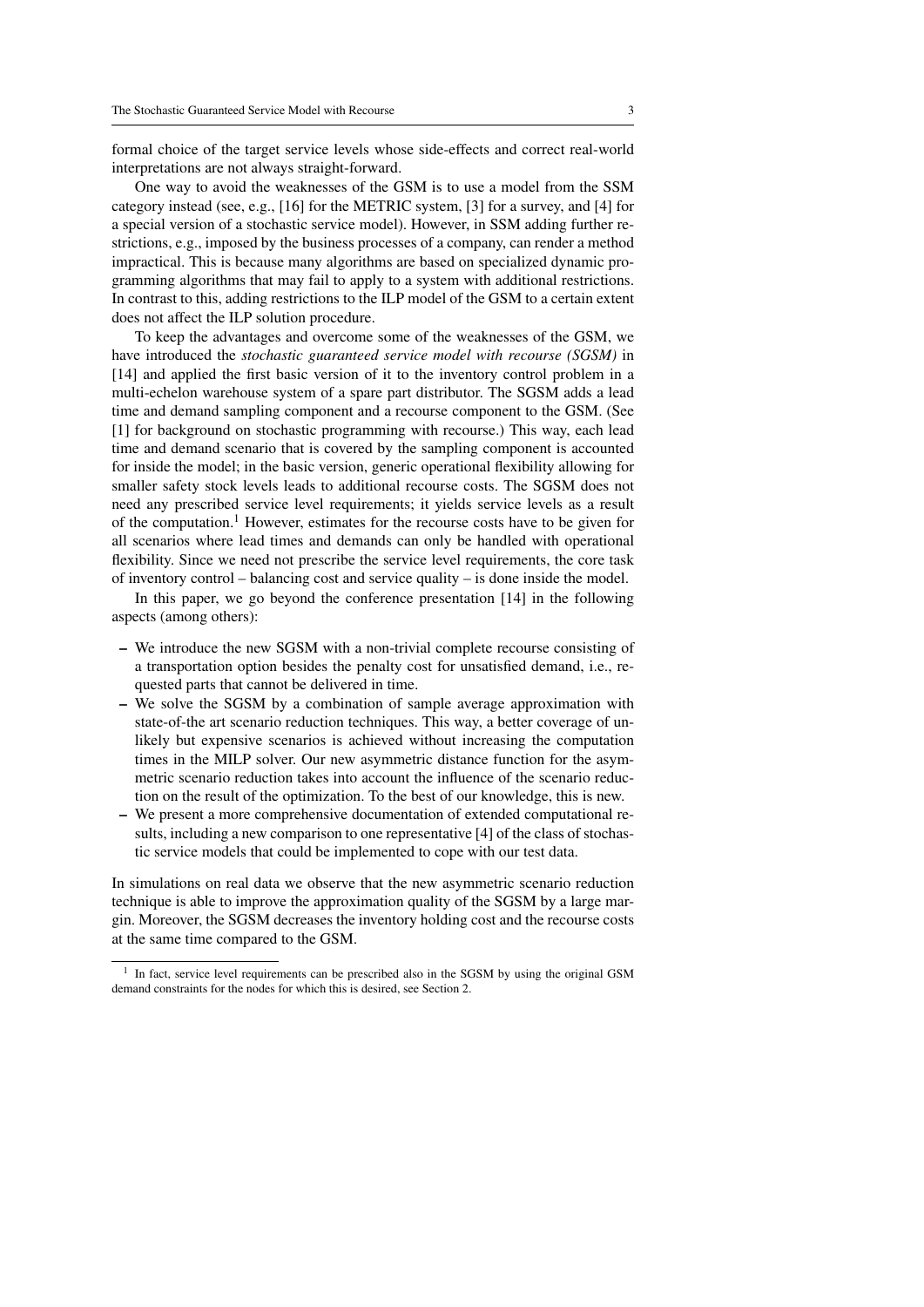formal choice of the target service levels whose side-effects and correct real-world interpretations are not always straight-forward.

One way to avoid the weaknesses of the GSM is to use a model from the SSM category instead (see, e.g., [16] for the METRIC system, [3] for a survey, and [4] for a special version of a stochastic service model). However, in SSM adding further restrictions, e.g., imposed by the business processes of a company, can render a method impractical. This is because many algorithms are based on specialized dynamic programming algorithms that may fail to apply to a system with additional restrictions. In contrast to this, adding restrictions to the ILP model of the GSM to a certain extent does not affect the ILP solution procedure.

To keep the advantages and overcome some of the weaknesses of the GSM, we have introduced the *stochastic guaranteed service model with recourse (SGSM)* in [14] and applied the first basic version of it to the inventory control problem in a multi-echelon warehouse system of a spare part distributor. The SGSM adds a lead time and demand sampling component and a recourse component to the GSM. (See [1] for background on stochastic programming with recourse.) This way, each lead time and demand scenario that is covered by the sampling component is accounted for inside the model; in the basic version, generic operational flexibility allowing for smaller safety stock levels leads to additional recourse costs. The SGSM does not need any prescribed service level requirements; it yields service levels as a result of the computation.[1] However, estimates for the recourse costs have to be given for all scenarios where lead times and demands can only be handled with operational flexibility. Since we need not prescribe the service level requirements, the core task of inventory control – balancing cost and service quality – is done inside the model.

In this paper, we go beyond the conference presentation [14] in the following aspects (among others):

- We introduce the new SGSM with a non-trivial complete recourse consisting of a transportation option besides the penalty cost for unsatisfied demand, i.e., requested parts that cannot be delivered in time.
- We solve the SGSM by a combination of sample average approximation with state-of-the art scenario reduction techniques. This way, a better coverage of unlikely but expensive scenarios is achieved without increasing the computation times in the MILP solver. Our new asymmetric distance function for the asymmetric scenario reduction takes into account the influence of the scenario reduction on the result of the optimization. To the best of our knowledge, this is new.
- We present a more comprehensive documentation of extended computational results, including a new comparison to one representative [4] of the class of stochastic service models that could be implemented to cope with our test data.

In simulations on real data we observe that the new asymmetric scenario reduction technique is able to improve the approximation quality of the SGSM by a large margin. Moreover, the SGSM decreases the inventory holding cost and the recourse costs at the same time compared to the GSM.

[1] In fact, service level requirements can be prescribed also in the SGSM by using the original GSM demand constraints for the nodes for which this is desired, see Section 2.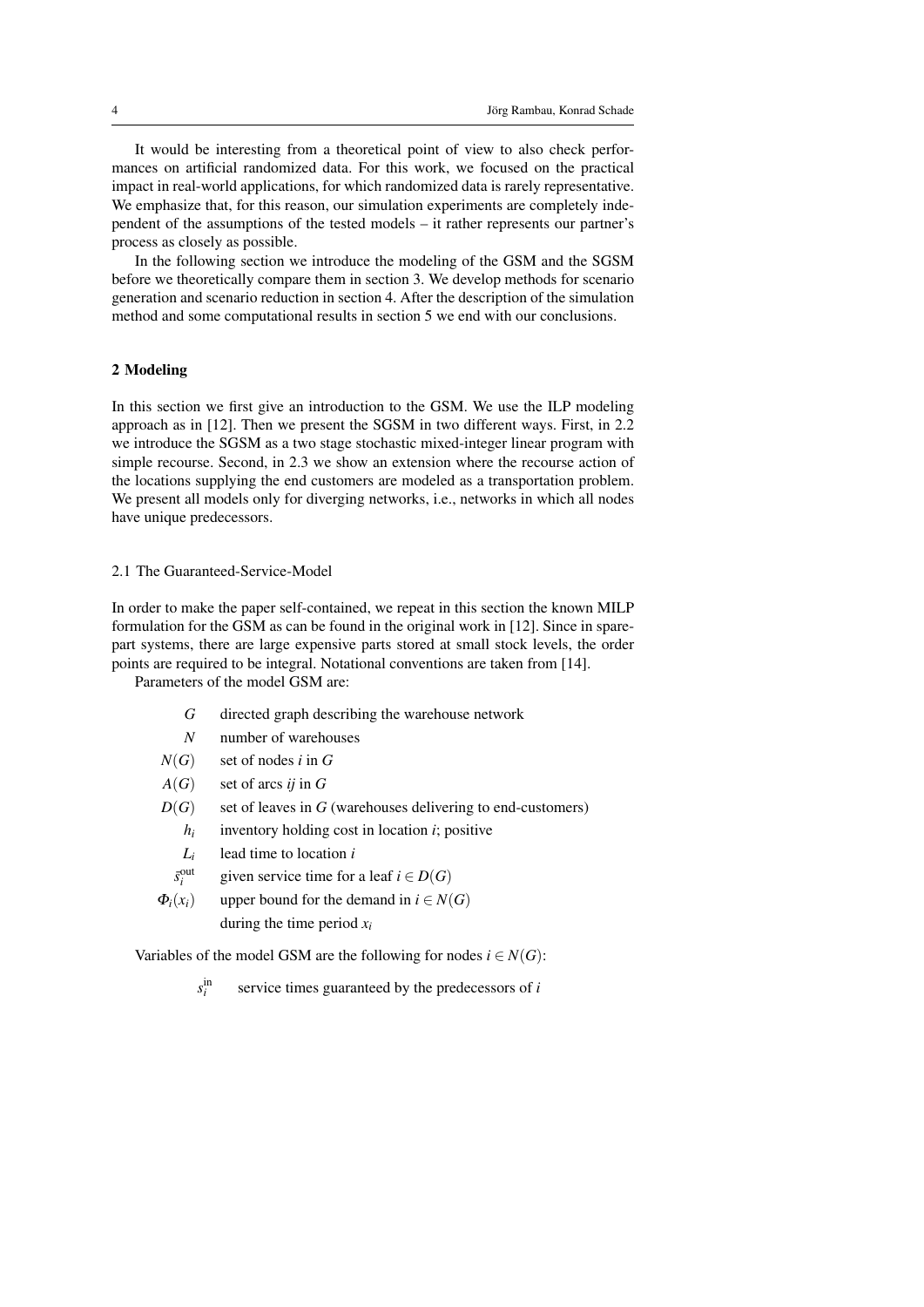It would be interesting from a theoretical point of view to also check performances on artificial randomized data. For this work, we focused on the practical impact in real-world applications, for which randomized data is rarely representative. We emphasize that, for this reason, our simulation experiments are completely independent of the assumptions of the tested models – it rather represents our partner's process as closely as possible.

In the following section we introduce the modeling of the GSM and the SGSM before we theoretically compare them in section 3. We develop methods for scenario generation and scenario reduction in section 4. After the description of the simulation method and some computational results in section 5 we end with our conclusions.

## 2 Modeling

In this section we first give an introduction to the GSM. We use the ILP modeling approach as in [12]. Then we present the SGSM in two different ways. First, in 2.2 we introduce the SGSM as a two stage stochastic mixed-integer linear program with simple recourse. Second, in 2.3 we show an extension where the recourse action of the locations supplying the end customers are modeled as a transportation problem. We present all models only for diverging networks, i.e., networks in which all nodes have unique predecessors.

### 2.1 The Guaranteed-Service-Model

In order to make the paper self-contained, we repeat in this section the known MILP formulation for the GSM as can be found in the original work in [12]. Since in spare-part systems, there are large expensive parts stored at small stock levels, the order points are required to be integral. Notational conventions are taken from [14].

Parameters of the model GSM are:

- $G$ — directed graph describing the warehouse network
- $N$ — number of warehouses
- $N(G)$ — set of nodes $i$ in $G$
- $A(G)$ — set of arcs $ij$ in $G$
- $D(G)$ — set of leaves in $G$ (warehouses delivering to end-customers)
- $h_i$ — inventory holding cost in location $i$; positive
- $L_i$ — lead time to location $i$
- $\bar{s}_i^{\text{out}}$ — given service time for a leaf $i \in D(G)$
- $\Phi_i(x_i)$ — upper bound for the demand in $i \in N(G)$ during the time period $x_i$

Variables of the model GSM are the following for nodes $i \in N(G)$:

- $s_i^{\text{in}}$ — service times guaranteed by the predecessors of $i$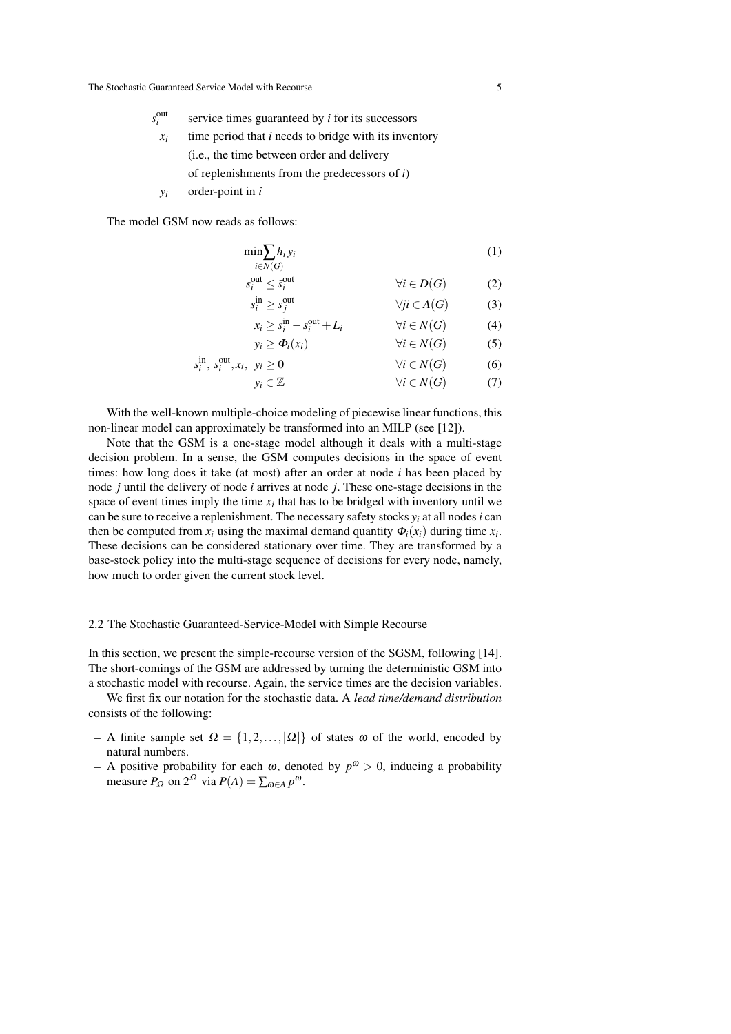$s_i^{\text{out}}$ service times guaranteed by $i$ for its successors

$x_i$ time period that $i$ needs to bridge with its inventory (i.e., the time between order and delivery of replenishments from the predecessors of $i$)

$y_i$ order-point in $i$

The model GSM now reads as follows:

$$
\begin{aligned}
&\min \sum_{i \in N(G)} h_i y_i && && (1)\\
&s_i^{\text{out}} \leq \bar{s}_i^{\text{out}} && \forall i \in D(G) && (2)\\
&s_i^{\text{in}} \geq s_j^{\text{out}} && \forall ji \in A(G) && (3)\\
&x_i \geq s_i^{\text{in}} - s_i^{\text{out}} + L_i && \forall i \in N(G) && (4)\\
&y_i \geq \Phi_i(x_i) && \forall i \in N(G) && (5)\\
&s_i^{\text{in}},\ s_i^{\text{out}}, x_i,\ y_i \geq 0 && \forall i \in N(G) && (6)\\
&y_i \in \mathbb{Z} && \forall i \in N(G) && (7)
\end{aligned}
$$

With the well-known multiple-choice modeling of piecewise linear functions, this non-linear model can approximately be transformed into an MILP (see [12]).

Note that the GSM is a one-stage model although it deals with a multi-stage decision problem. In a sense, the GSM computes decisions in the space of event times: how long does it take (at most) after an order at node $i$ has been placed by node $j$ until the delivery of node $i$ arrives at node $j$. These one-stage decisions in the space of event times imply the time $x_i$ that has to be bridged with inventory until we can be sure to receive a replenishment. The necessary safety stocks $y_i$ at all nodes $i$ can then be computed from $x_i$ using the maximal demand quantity $\Phi_i(x_i)$ during time $x_i$. These decisions can be considered stationary over time. They are transformed by a base-stock policy into the multi-stage sequence of decisions for every node, namely, how much to order given the current stock level.

### 2.2 The Stochastic Guaranteed-Service-Model with Simple Recourse

In this section, we present the simple-recourse version of the SGSM, following [14]. The short-comings of the GSM are addressed by turning the deterministic GSM into a stochastic model with recourse. Again, the service times are the decision variables.

We first fix our notation for the stochastic data. A *lead time/demand distribution* consists of the following:

- A finite sample set $\Omega = \{1, 2, \ldots, |\Omega|\}$ of states $\omega$ of the world, encoded by natural numbers.
- A positive probability for each $\omega$, denoted by $p^\omega > 0$, inducing a probability measure $P_\Omega$ on $2^\Omega$ via $P(A) = \sum_{\omega \in A} p^\omega$.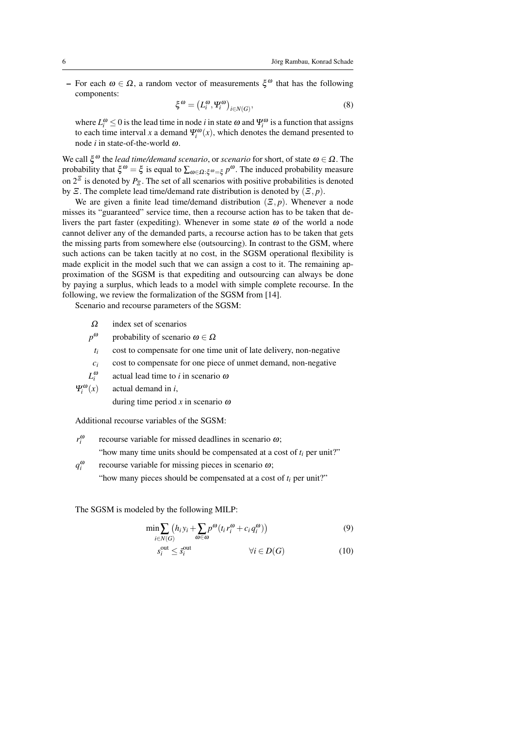– For each $\omega \in \Omega$, a random vector of measurements $\xi^{\omega}$ that has the following components:

$$\xi^{\omega} = \left(L_i^{\omega}, \Psi_i^{\omega}\right)_{i \in N(G)}, \tag{8}$$

where $L_i^{\omega} \leq 0$ is the lead time in node $i$ in state $\omega$ and $\Psi_i^{\omega}$ is a function that assigns to each time interval $x$ a demand $\Psi_i^{\omega}(x)$, which denotes the demand presented to node $i$ in state-of-the-world $\omega$.

We call $\xi^{\omega}$ the *lead time/demand scenario*, or *scenario* for short, of state $\omega \in \Omega$. The probability that $\xi^{\omega} = \xi$ is equal to $\sum_{\omega \in \Omega : \xi^{\omega} = \xi} p^{\omega}$. The induced probability measure on $2^{\Xi}$ is denoted by $P_{\Xi}$. The set of all scenarios with positive probabilities is denoted by $\Xi$. The complete lead time/demand rate distribution is denoted by $(\Xi, p)$.

We are given a finite lead time/demand distribution $(\Xi, p)$. Whenever a node misses its "guaranteed" service time, then a recourse action has to be taken that delivers the part faster (expediting). Whenever in some state $\omega$ of the world a node cannot deliver any of the demanded parts, a recourse action has to be taken that gets the missing parts from somewhere else (outsourcing). In contrast to the GSM, where such actions can be taken tacitly at no cost, in the SGSM operational flexibility is made explicit in the model such that we can assign a cost to it. The remaining approximation of the SGSM is that expediting and outsourcing can always be done by paying a surplus, which leads to a model with simple complete recourse. In the following, we review the formalization of the SGSM from [14].

Scenario and recourse parameters of the SGSM:

| | |
|---|---|
| $\Omega$ | index set of scenarios |
| $p^{\omega}$ | probability of scenario $\omega \in \Omega$ |
| $t_i$ | cost to compensate for one time unit of late delivery, non-negative |
| $c_i$ | cost to compensate for one piece of unmet demand, non-negative |
| $L_i^{\omega}$ | actual lead time to $i$ in scenario $\omega$ |
| $\Psi_i^{\omega}(x)$ | actual demand in $i$, during time period $x$ in scenario $\omega$ |

Additional recourse variables of the SGSM:

| | |
|---|---|
| $r_i^{\omega}$ | recourse variable for missed deadlines in scenario $\omega$; "how many time units should be compensated at a cost of $t_i$ per unit?" |
| $q_i^{\omega}$ | recourse variable for missing pieces in scenario $\omega$; "how many pieces should be compensated at a cost of $t_i$ per unit?" |

The SGSM is modeled by the following MILP:

$$\min \sum_{i \in N(G)} \left( h_i y_i + \sum_{\omega \in \omega} p^{\omega} (t_i r_i^{\omega} + c_i q_i^{\omega}) \right) \tag{9}$$

$$s_i^{\text{out}} \leq \bar{s}_i^{\text{out}} \qquad \forall i \in D(G) \tag{10}$$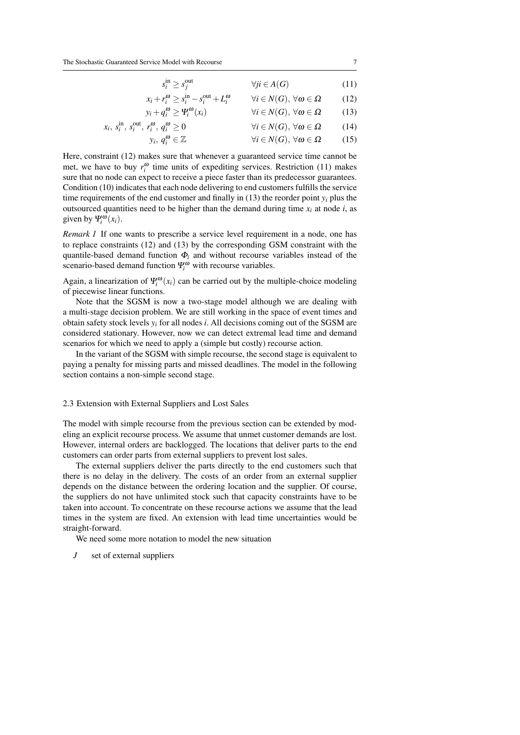$$s_i^{\text{in}} \geq s_j^{\text{out}} \qquad \forall ji \in A(G) \tag{11}$$

$$x_i + r_i^{\omega} \geq s_i^{\text{in}} - s_i^{\text{out}} + L_i^{\omega} \qquad \forall i \in N(G),\ \forall \omega \in \Omega \tag{12}$$

$$y_i + q_i^{\omega} \geq \Psi_i^{\omega}(x_i) \qquad \forall i \in N(G),\ \forall \omega \in \Omega \tag{13}$$

$$x_i,\ s_i^{\text{in}},\ s_i^{\text{out}},\ r_i^{\omega},\ q_i^{\omega} \geq 0 \qquad \forall i \in N(G),\ \forall \omega \in \Omega \tag{14}$$

$$y_i,\ q_i^{\omega} \in \mathbb{Z} \qquad \forall i \in N(G),\ \forall \omega \in \Omega \tag{15}$$

Here, constraint (12) makes sure that whenever a guaranteed service time cannot be met, we have to buy $r_i^{\omega}$ time units of expediting services. Restriction (11) makes sure that no node can expect to receive a piece faster than its predecessor guarantees. Condition (10) indicates that each node delivering to end customers fulfills the service time requirements of the end customer and finally in (13) the reorder point $y_i$ plus the outsourced quantities need to be higher than the demand during time $x_i$ at node $i$, as given by $\Psi_i^{\omega}(x_i)$.

*Remark 1* If one wants to prescribe a service level requirement in a node, one has to replace constraints (12) and (13) by the corresponding GSM constraint with the quantile-based demand function $\Phi_i$ and without recourse variables instead of the scenario-based demand function $\Psi_i^{\omega}$ with recourse variables.

Again, a linearization of $\Psi_i^{\omega}(x_i)$ can be carried out by the multiple-choice modeling of piecewise linear functions.

Note that the SGSM is now a two-stage model although we are dealing with a multi-stage decision problem. We are still working in the space of event times and obtain safety stock levels $y_i$ for all nodes $i$. All decisions coming out of the SGSM are considered stationary. However, now we can detect extremal lead time and demand scenarios for which we need to apply a (simple but costly) recourse action.

In the variant of the SGSM with simple recourse, the second stage is equivalent to paying a penalty for missing parts and missed deadlines. The model in the following section contains a non-simple second stage.

### 2.3 Extension with External Suppliers and Lost Sales

The model with simple recourse from the previous section can be extended by modeling an explicit recourse process. We assume that unmet customer demands are lost. However, internal orders are backlogged. The locations that deliver parts to the end customers can order parts from external suppliers to prevent lost sales.

The external suppliers deliver the parts directly to the end customers such that there is no delay in the delivery. The costs of an order from an external supplier depends on the distance between the ordering location and the supplier. Of course, the suppliers do not have unlimited stock such that capacity constraints have to be taken into account. To concentrate on these recourse actions we assume that the lead times in the system are fixed. An extension with lead time uncertainties would be straight-forward.

We need some more notation to model the new situation

$J$ set of external suppliers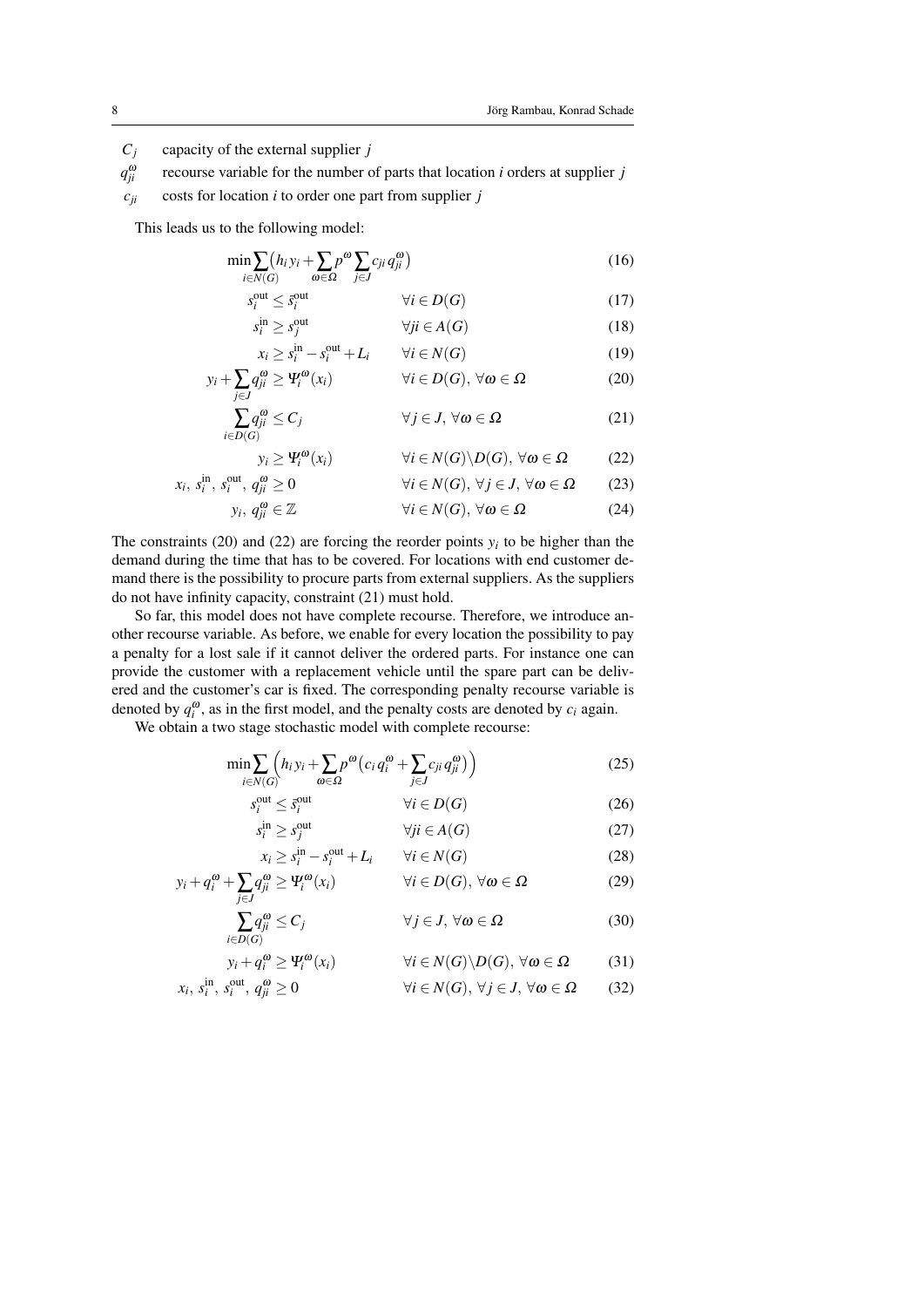$C_j$ capacity of the external supplier $j$

$q_{ji}^{\omega}$ recourse variable for the number of parts that location $i$ orders at supplier $j$

$c_{ji}$ costs for location $i$ to order one part from supplier $j$

This leads us to the following model:

$$
\min \sum_{i \in N(G)} \big( h_i y_i + \sum_{\omega \in \Omega} p^{\omega} \sum_{j \in J} c_{ji} q_{ji}^{\omega} \big) \tag{16}
$$

$$
s_i^{\text{out}} \leq \bar{s}_i^{\text{out}} \qquad \forall i \in D(G) \tag{17}
$$

$$
s_i^{\text{in}} \geq s_j^{\text{out}} \qquad \forall ji \in A(G) \tag{18}
$$

$$
x_i \geq s_i^{\text{in}} - s_i^{\text{out}} + L_i \qquad \forall i \in N(G) \tag{19}
$$

$$
y_i + \sum_{j \in J} q_{ji}^{\omega} \geq \Psi_i^{\omega}(x_i) \qquad \forall i \in D(G),\ \forall \omega \in \Omega \tag{20}
$$

$$
\sum_{i \in D(G)} q_{ji}^{\omega} \leq C_j \qquad \forall j \in J,\ \forall \omega \in \Omega \tag{21}
$$

$$
y_i \geq \Psi_i^{\omega}(x_i) \qquad \forall i \in N(G) \backslash D(G),\ \forall \omega \in \Omega \tag{22}
$$

$$
x_i,\ s_i^{\text{in}},\ s_i^{\text{out}},\ q_{ji}^{\omega} \geq 0 \qquad \forall i \in N(G),\ \forall j \in J,\ \forall \omega \in \Omega \tag{23}
$$

$$
y_i,\ q_{ji}^{\omega} \in \mathbb{Z} \qquad \forall i \in N(G),\ \forall \omega \in \Omega \tag{24}
$$

The constraints (20) and (22) are forcing the reorder points $y_i$ to be higher than the demand during the time that has to be covered. For locations with end customer demand there is the possibility to procure parts from external suppliers. As the suppliers do not have infinity capacity, constraint (21) must hold.

So far, this model does not have complete recourse. Therefore, we introduce another recourse variable. As before, we enable for every location the possibility to pay a penalty for a lost sale if it cannot deliver the ordered parts. For instance one can provide the customer with a replacement vehicle until the spare part can be delivered and the customer's car is fixed. The corresponding penalty recourse variable is denoted by $q_i^{\omega}$, as in the first model, and the penalty costs are denoted by $c_i$ again.

We obtain a two stage stochastic model with complete recourse:

$$
\min \sum_{i \in N(G)} \Big( h_i y_i + \sum_{\omega \in \Omega} p^{\omega} \big( c_i q_i^{\omega} + \sum_{j \in J} c_{ji} q_{ji}^{\omega} \big) \Big) \tag{25}
$$

$$
s_i^{\text{out}} \leq \bar{s}_i^{\text{out}} \qquad \forall i \in D(G) \tag{26}
$$

$$
s_i^{\text{in}} \geq s_j^{\text{out}} \qquad \forall ji \in A(G) \tag{27}
$$

$$
x_i \geq s_i^{\text{in}} - s_i^{\text{out}} + L_i \qquad \forall i \in N(G) \tag{28}
$$

$$
y_i + q_i^{\omega} + \sum_{j \in J} q_{ji}^{\omega} \geq \Psi_i^{\omega}(x_i) \qquad \forall i \in D(G),\ \forall \omega \in \Omega \tag{29}
$$

$$
\sum_{i \in D(G)} q_{ji}^{\omega} \leq C_j \qquad \forall j \in J,\ \forall \omega \in \Omega \tag{30}
$$

$$
y_i + q_i^{\omega} \geq \Psi_i^{\omega}(x_i) \qquad \forall i \in N(G) \backslash D(G),\ \forall \omega \in \Omega \tag{31}
$$

$$
x_i,\ s_i^{\text{in}},\ s_i^{\text{out}},\ q_{ji}^{\omega} \geq 0 \qquad \forall i \in N(G),\ \forall j \in J,\ \forall \omega \in \Omega \tag{32}
$$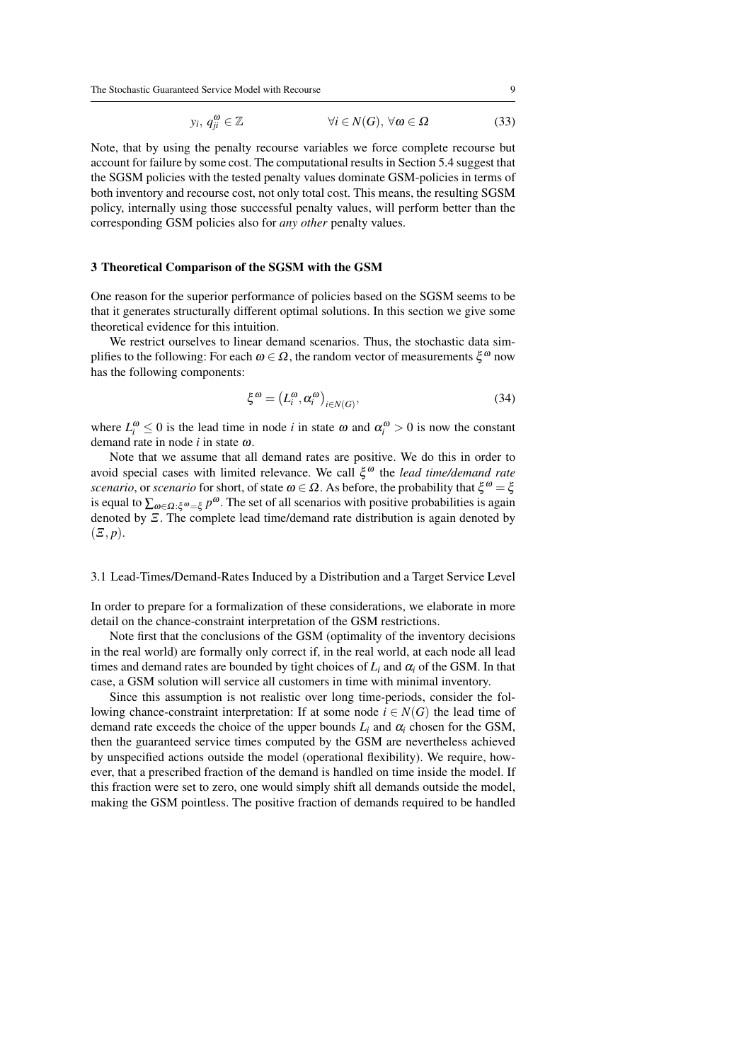$$y_i,\ q_{ji}^{\omega} \in \mathbb{Z} \qquad\qquad \forall i \in N(G),\ \forall \omega \in \Omega \tag{33}$$

Note, that by using the penalty recourse variables we force complete recourse but account for failure by some cost. The computational results in Section 5.4 suggest that the SGSM policies with the tested penalty values dominate GSM-policies in terms of both inventory and recourse cost, not only total cost. This means, the resulting SGSM policy, internally using those successful penalty values, will perform better than the corresponding GSM policies also for *any other* penalty values.

## 3 Theoretical Comparison of the SGSM with the GSM

One reason for the superior performance of policies based on the SGSM seems to be that it generates structurally different optimal solutions. In this section we give some theoretical evidence for this intuition.

We restrict ourselves to linear demand scenarios. Thus, the stochastic data simplifies to the following: For each $\omega \in \Omega$, the random vector of measurements $\xi^{\omega}$ now has the following components:

$$\xi^{\omega} = \left(L_i^{\omega}, \alpha_i^{\omega}\right)_{i \in N(G)}, \tag{34}$$

where $L_i^{\omega} \leq 0$ is the lead time in node $i$ in state $\omega$ and $\alpha_i^{\omega} > 0$ is now the constant demand rate in node $i$ in state $\omega$.

Note that we assume that all demand rates are positive. We do this in order to avoid special cases with limited relevance. We call $\xi^{\omega}$ the *lead time/demand rate scenario*, or *scenario* for short, of state $\omega \in \Omega$. As before, the probability that $\xi^{\omega} = \xi$ is equal to $\sum_{\omega \in \Omega : \xi^{\omega} = \xi} p^{\omega}$. The set of all scenarios with positive probabilities is again denoted by $\Xi$. The complete lead time/demand rate distribution is again denoted by $(\Xi, p)$.

### 3.1 Lead-Times/Demand-Rates Induced by a Distribution and a Target Service Level

In order to prepare for a formalization of these considerations, we elaborate in more detail on the chance-constraint interpretation of the GSM restrictions.

Note first that the conclusions of the GSM (optimality of the inventory decisions in the real world) are formally only correct if, in the real world, at each node all lead times and demand rates are bounded by tight choices of $L_i$ and $\alpha_i$ of the GSM. In that case, a GSM solution will service all customers in time with minimal inventory.

Since this assumption is not realistic over long time-periods, consider the following chance-constraint interpretation: If at some node $i \in N(G)$ the lead time of demand rate exceeds the choice of the upper bounds $L_i$ and $\alpha_i$ chosen for the GSM, then the guaranteed service times computed by the GSM are nevertheless achieved by unspecified actions outside the model (operational flexibility). We require, however, that a prescribed fraction of the demand is handled on time inside the model. If this fraction were set to zero, one would simply shift all demands outside the model, making the GSM pointless. The positive fraction of demands required to be handled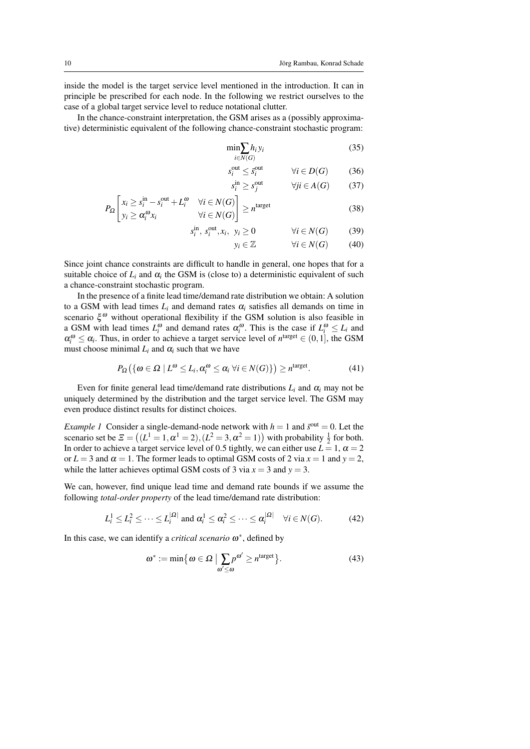inside the model is the target service level mentioned in the introduction. It can in principle be prescribed for each node. In the following we restrict ourselves to the case of a global target service level to reduce notational clutter.

In the chance-constraint interpretation, the GSM arises as a (possibly approximative) deterministic equivalent of the following chance-constraint stochastic program:

$$\min \sum_{i \in N(G)} h_i y_i \tag{35}$$

$$s_i^{\text{out}} \leq \bar{s}_i^{\text{out}} \qquad \forall i \in D(G) \tag{36}$$

$$s_i^{\text{in}} \geq s_j^{\text{out}} \qquad \forall ji \in A(G) \tag{37}$$

$$P_\Omega \begin{bmatrix} x_i \geq s_i^{\text{in}} - s_i^{\text{out}} + L_i^\omega & \forall i \in N(G) \\ y_i \geq \alpha_i^\omega x_i & \forall i \in N(G) \end{bmatrix} \geq n^{\text{target}} \tag{38}$$

$$s_i^{\text{in}},\ s_i^{\text{out}}, x_i,\ y_i \geq 0 \qquad \forall i \in N(G) \tag{39}$$

$$y_i \in \mathbb{Z} \qquad \forall i \in N(G) \tag{40}$$

Since joint chance constraints are difficult to handle in general, one hopes that for a suitable choice of $L_i$ and $\alpha_i$ the GSM is (close to) a deterministic equivalent of such a chance-constraint stochastic program.

In the presence of a finite lead time/demand rate distribution we obtain: A solution to a GSM with lead times $L_i$ and demand rates $\alpha_i$ satisfies all demands on time in scenario $\xi^\omega$ without operational flexibility if the GSM solution is also feasible in a GSM with lead times $L_i^\omega$ and demand rates $\alpha_i^\omega$. This is the case if $L_i^\omega \leq L_i$ and $\alpha_i^\omega \leq \alpha_i$. Thus, in order to achieve a target service level of $n^{\text{target}} \in (0,1]$, the GSM must choose minimal $L_i$ and $\alpha_i$ such that we have

$$P_\Omega\big(\{\omega \in \Omega \mid L^\omega \leq L_i, \alpha_i^\omega \leq \alpha_i \ \forall i \in N(G)\}\big) \geq n^{\text{target}}. \tag{41}$$

Even for finite general lead time/demand rate distributions $L_i$ and $\alpha_i$ may not be uniquely determined by the distribution and the target service level. The GSM may even produce distinct results for distinct choices.

*Example 1* Consider a single-demand-node network with $h = 1$ and $\bar{s}^{\text{out}} = 0$. Let the scenario set be $\Xi = \big((L^1 = 1, \alpha^1 = 2), (L^2 = 3, \alpha^2 = 1)\big)$ with probability $\frac{1}{2}$ for both. In order to achieve a target service level of 0.5 tightly, we can either use $L = 1$, $\alpha = 2$ or $L = 3$ and $\alpha = 1$. The former leads to optimal GSM costs of 2 via $x = 1$ and $y = 2$, while the latter achieves optimal GSM costs of 3 via $x = 3$ and $y = 3$.

We can, however, find unique lead time and demand rate bounds if we assume the following *total-order property* of the lead time/demand rate distribution:

$$L_i^1 \leq L_i^2 \leq \cdots \leq L_i^{|\Omega|} \text{ and } \alpha_i^1 \leq \alpha_i^2 \leq \cdots \leq \alpha_i^{|\Omega|} \quad \forall i \in N(G). \tag{42}$$

In this case, we can identify a *critical scenario* $\omega^*$, defined by

$$\omega^* := \min\big\{\omega \in \Omega \bigm| \sum_{\omega' \leq \omega} p^{\omega'} \geq n^{\text{target}}\big\}. \tag{43}$$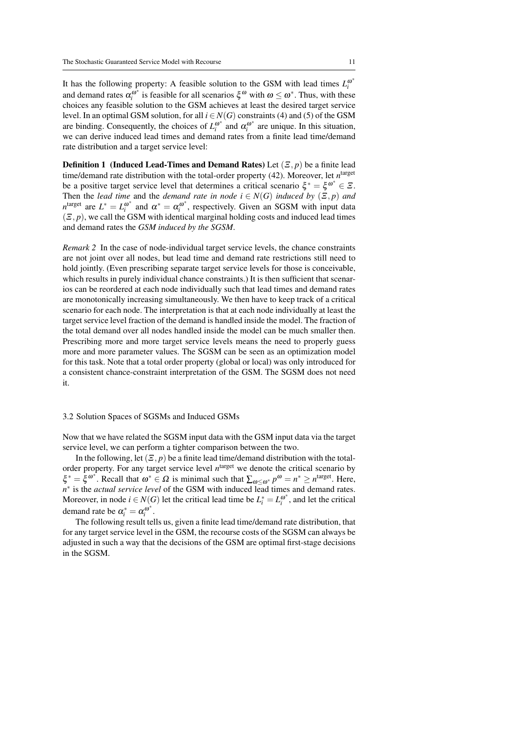It has the following property: A feasible solution to the GSM with lead times $L_i^{\omega^*}$ and demand rates $\alpha_i^{\omega^*}$ is feasible for all scenarios $\xi^\omega$ with $\omega \le \omega^*$. Thus, with these choices any feasible solution to the GSM achieves at least the desired target service level. In an optimal GSM solution, for all $i \in N(G)$ constraints (4) and (5) of the GSM are binding. Consequently, the choices of $L_i^{\omega^*}$ and $\alpha_i^{\omega^*}$ are unique. In this situation, we can derive induced lead times and demand rates from a finite lead time/demand rate distribution and a target service level:

**Definition 1 (Induced Lead-Times and Demand Rates)** Let $(\Xi, p)$ be a finite lead time/demand rate distribution with the total-order property (42). Moreover, let $n^{\text{target}}$ be a positive target service level that determines a critical scenario $\xi^* = \xi^{\omega^*} \in \Xi$. Then the *lead time* and the *demand rate in node $i \in N(G)$ induced by $(\Xi, p)$ and $n^{\text{target}}$* are $L^* = L_i^{\omega^*}$ and $\alpha^* = \alpha_i^{\omega^*}$, respectively. Given an SGSM with input data $(\Xi, p)$, we call the GSM with identical marginal holding costs and induced lead times and demand rates the *GSM induced by the SGSM*.

*Remark 2* In the case of node-individual target service levels, the chance constraints are not joint over all nodes, but lead time and demand rate restrictions still need to hold jointly. (Even prescribing separate target service levels for those is conceivable, which results in purely individual chance constraints.) It is then sufficient that scenarios can be reordered at each node individually such that lead times and demand rates are monotonically increasing simultaneously. We then have to keep track of a critical scenario for each node. The interpretation is that at each node individually at least the target service level fraction of the demand is handled inside the model. The fraction of the total demand over all nodes handled inside the model can be much smaller then. Prescribing more and more target service levels means the need to properly guess more and more parameter values. The SGSM can be seen as an optimization model for this task. Note that a total order property (global or local) was only introduced for a consistent chance-constraint interpretation of the GSM. The SGSM does not need it.

## 3.2 Solution Spaces of SGSMs and Induced GSMs

Now that we have related the SGSM input data with the GSM input data via the target service level, we can perform a tighter comparison between the two.

In the following, let $(\Xi, p)$ be a finite lead time/demand distribution with the total-order property. For any target service level $n^{\text{target}}$ we denote the critical scenario by $\xi^* = \xi^{\omega^*}$. Recall that $\omega^* \in \Omega$ is minimal such that $\sum_{\omega \le \omega^*} p^\omega = n^* \ge n^{\text{target}}$. Here, $n^*$ is the *actual service level* of the GSM with induced lead times and demand rates. Moreover, in node $i \in N(G)$ let the critical lead time be $L_i^* = L_i^{\omega^*}$, and let the critical demand rate be $\alpha_i^* = \alpha_i^{\omega^*}$.

The following result tells us, given a finite lead time/demand rate distribution, that for any target service level in the GSM, the recourse costs of the SGSM can always be adjusted in such a way that the decisions of the GSM are optimal first-stage decisions in the SGSM.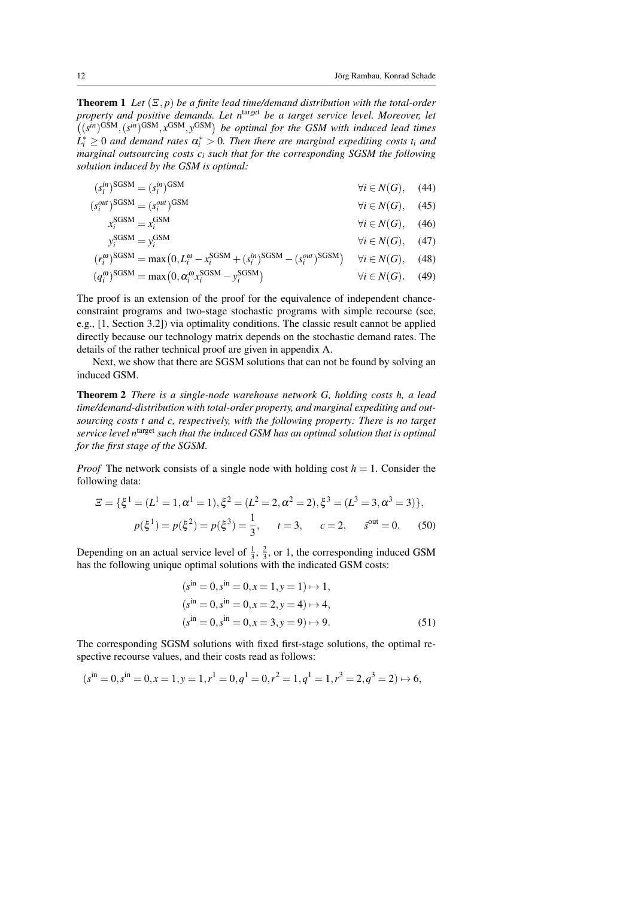**Theorem 1** *Let $(\Xi, p)$ be a finite lead time/demand distribution with the total-order property and positive demands. Let $n^{\text{target}}$ be a target service level. Moreover, let $\big((s^{in})^{\text{GSM}}, (s^{in})^{\text{GSM}}, x^{\text{GSM}}, y^{\text{GSM}}\big)$ be optimal for the GSM with induced lead times $L_i^* \geq 0$ and demand rates $\alpha_i^* > 0$. Then there are marginal expediting costs $t_i$ and marginal outsourcing costs $c_i$ such that for the corresponding SGSM the following solution induced by the GSM is optimal:*

$$
\begin{aligned}
(s_i^{in})^{\text{SGSM}} &= (s_i^{in})^{\text{GSM}} && \forall i \in N(G), && (44)\\
(s_i^{out})^{\text{SGSM}} &= (s_i^{out})^{\text{GSM}} && \forall i \in N(G), && (45)\\
x_i^{\text{SGSM}} &= x_i^{\text{GSM}} && \forall i \in N(G), && (46)\\
y_i^{\text{SGSM}} &= y_i^{\text{GSM}} && \forall i \in N(G), && (47)\\
(r_i^{\omega})^{\text{SGSM}} &= \max\big(0, L_i^{\omega} - x_i^{\text{SGSM}} + (s_i^{in})^{\text{SGSM}} - (s_i^{out})^{\text{SGSM}}\big) && \forall i \in N(G), && (48)\\
(q_i^{\omega})^{\text{SGSM}} &= \max\big(0, \alpha_i^{\omega} x_i^{\text{SGSM}} - y_i^{\text{SGSM}}\big) && \forall i \in N(G). && (49)
\end{aligned}
$$

The proof is an extension of the proof for the equivalence of independent chance-constraint programs and two-stage stochastic programs with simple recourse (see, e.g., [1, Section 3.2]) via optimality conditions. The classic result cannot be applied directly because our technology matrix depends on the stochastic demand rates. The details of the rather technical proof are given in appendix A.

Next, we show that there are SGSM solutions that can not be found by solving an induced GSM.

**Theorem 2** *There is a single-node warehouse network G, holding costs h, a lead time/demand-distribution with total-order property, and marginal expediting and outsourcing costs t and c, respectively, with the following property: There is no target service level $n^{\text{target}}$ such that the induced GSM has an optimal solution that is optimal for the first stage of the SGSM.*

*Proof* The network consists of a single node with holding cost $h = 1$. Consider the following data:

$$
\Xi = \{\xi^1 = (L^1 = 1, \alpha^1 = 1), \xi^2 = (L^2 = 2, \alpha^2 = 2), \xi^3 = (L^3 = 3, \alpha^3 = 3)\},
$$

$$
p(\xi^1) = p(\xi^2) = p(\xi^3) = \frac{1}{3}, \qquad t = 3, \qquad c = 2, \qquad \bar{s}^{\text{out}} = 0. \tag{50}
$$

Depending on an actual service level of $\frac{1}{3}$, $\frac{2}{3}$, or 1, the corresponding induced GSM has the following unique optimal solutions with the indicated GSM costs:

$$
\begin{aligned}
&(s^{\text{in}} = 0, s^{\text{in}} = 0, x = 1, y = 1) \mapsto 1,\\
&(s^{\text{in}} = 0, s^{\text{in}} = 0, x = 2, y = 4) \mapsto 4,\\
&(s^{\text{in}} = 0, s^{\text{in}} = 0, x = 3, y = 9) \mapsto 9.
\end{aligned} \tag{51}
$$

The corresponding SGSM solutions with fixed first-stage solutions, the optimal respective recourse values, and their costs read as follows:

$$
(s^{\text{in}} = 0, s^{\text{in}} = 0, x = 1, y = 1, r^1 = 0, q^1 = 0, r^2 = 1, q^1 = 1, r^3 = 2, q^3 = 2) \mapsto 6,
$$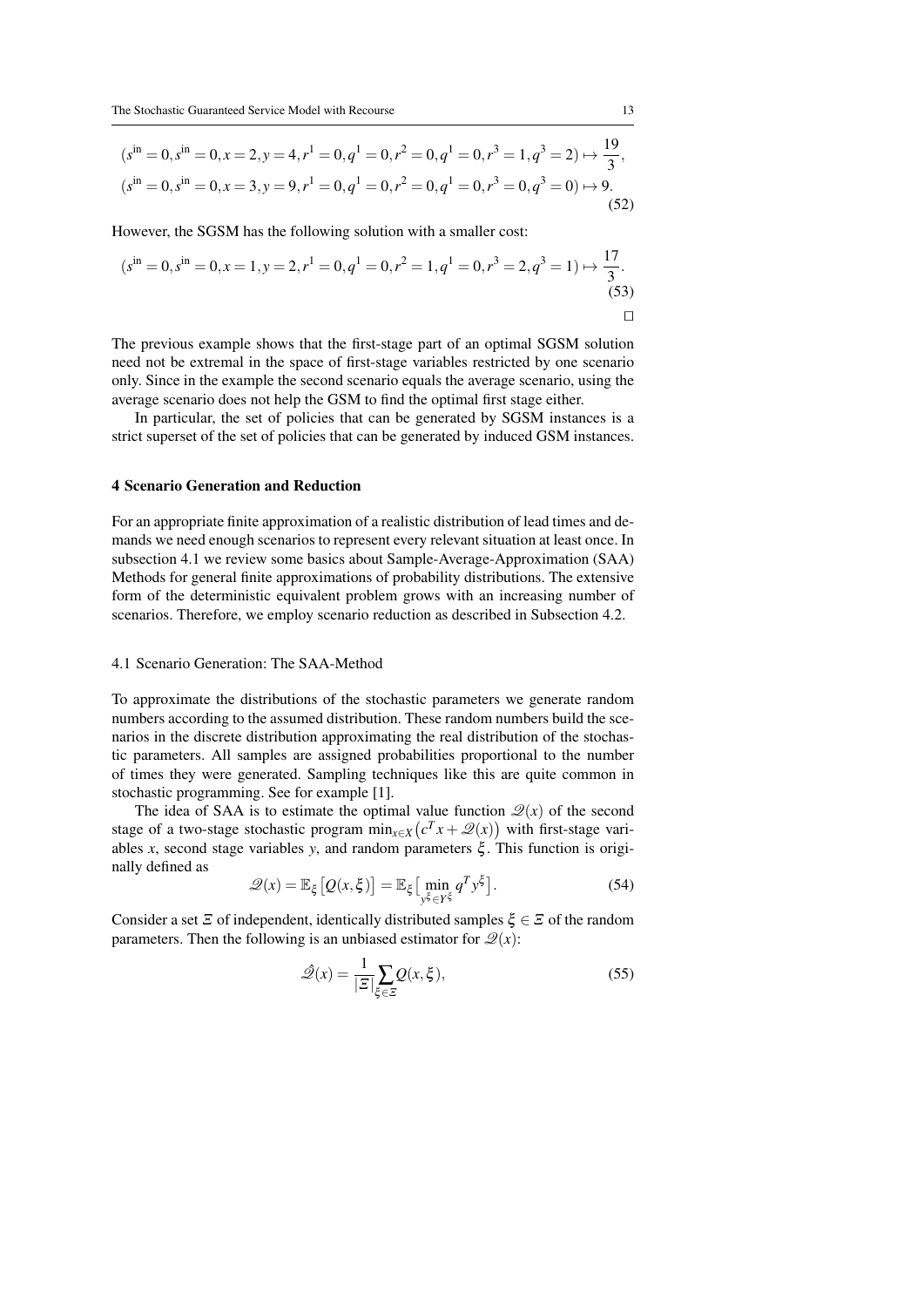$$(s^{\text{in}} = 0, s^{\text{in}} = 0, x = 2, y = 4, r^1 = 0, q^1 = 0, r^2 = 0, q^1 = 0, r^3 = 1, q^3 = 2) \mapsto \frac{19}{3},$$
$$(s^{\text{in}} = 0, s^{\text{in}} = 0, x = 3, y = 9, r^1 = 0, q^1 = 0, r^2 = 0, q^1 = 0, r^3 = 0, q^3 = 0) \mapsto 9. \tag{52}$$

However, the SGSM has the following solution with a smaller cost:

$$(s^{\text{in}} = 0, s^{\text{in}} = 0, x = 1, y = 2, r^1 = 0, q^1 = 0, r^2 = 1, q^1 = 0, r^3 = 2, q^3 = 1) \mapsto \frac{17}{3}. \tag{53}$$

□

The previous example shows that the first-stage part of an optimal SGSM solution need not be extremal in the space of first-stage variables restricted by one scenario only. Since in the example the second scenario equals the average scenario, using the average scenario does not help the GSM to find the optimal first stage either.

In particular, the set of policies that can be generated by SGSM instances is a strict superset of the set of policies that can be generated by induced GSM instances.

## 4 Scenario Generation and Reduction

For an appropriate finite approximation of a realistic distribution of lead times and demands we need enough scenarios to represent every relevant situation at least once. In subsection 4.1 we review some basics about Sample-Average-Approximation (SAA) Methods for general finite approximations of probability distributions. The extensive form of the deterministic equivalent problem grows with an increasing number of scenarios. Therefore, we employ scenario reduction as described in Subsection 4.2.

### 4.1 Scenario Generation: The SAA-Method

To approximate the distributions of the stochastic parameters we generate random numbers according to the assumed distribution. These random numbers build the scenarios in the discrete distribution approximating the real distribution of the stochastic parameters. All samples are assigned probabilities proportional to the number of times they were generated. Sampling techniques like this are quite common in stochastic programming. See for example [1].

The idea of SAA is to estimate the optimal value function $\mathscr{Q}(x)$ of the second stage of a two-stage stochastic program $\min_{x \in X}\big(c^T x + \mathscr{Q}(x)\big)$ with first-stage variables $x$, second stage variables $y$, and random parameters $\xi$. This function is originally defined as

$$\mathscr{Q}(x) = \mathbb{E}_{\xi}\big[Q(x,\xi)\big] = \mathbb{E}_{\xi}\big[\min_{y^{\xi} \in Y^{\xi}} q^T y^{\xi}\big]. \tag{54}$$

Consider a set $\Xi$ of independent, identically distributed samples $\xi \in \Xi$ of the random parameters. Then the following is an unbiased estimator for $\mathscr{Q}(x)$:

$$\hat{\mathscr{Q}}(x) = \frac{1}{|\Xi|}\sum_{\xi \in \Xi} Q(x,\xi), \tag{55}$$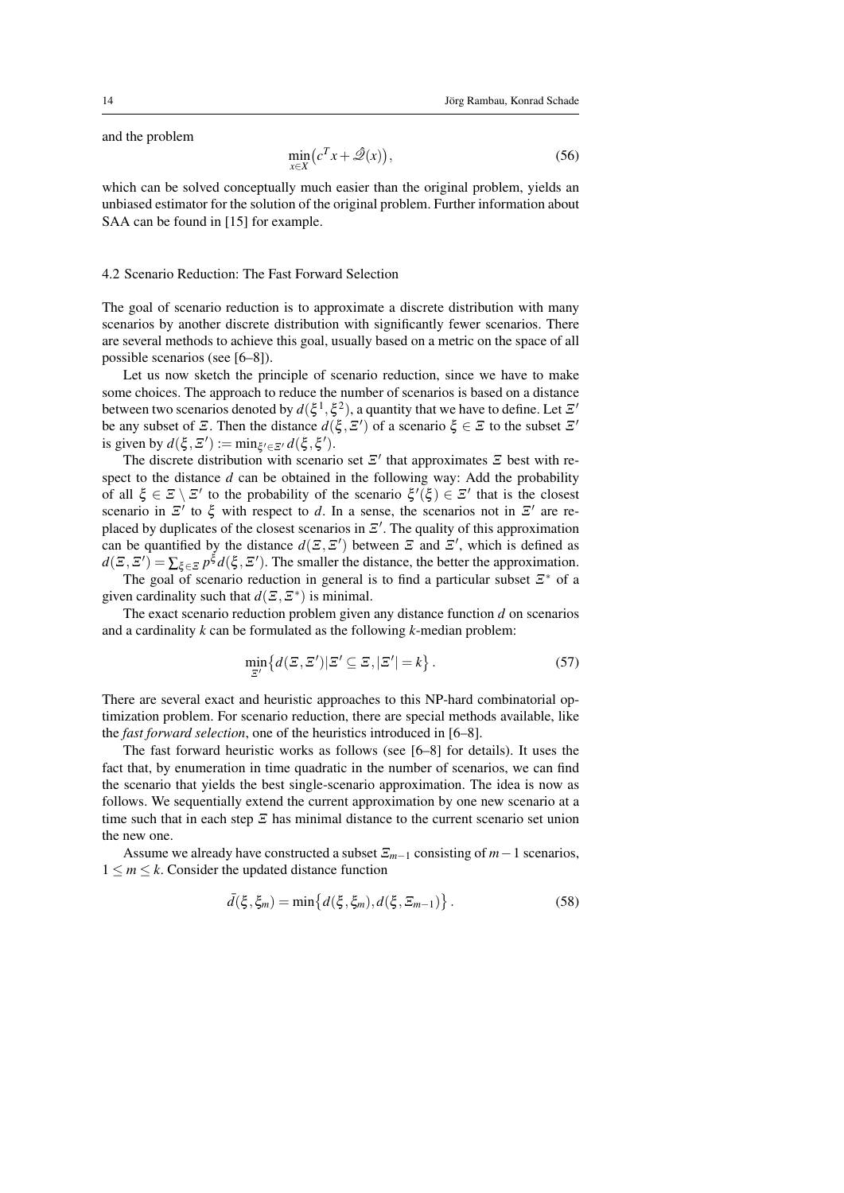and the problem

$$\min_{x \in X} \bigl(c^T x + \hat{\mathscr{Q}}(x)\bigr), \tag{56}$$

which can be solved conceptually much easier than the original problem, yields an unbiased estimator for the solution of the original problem. Further information about SAA can be found in [15] for example.

### 4.2 Scenario Reduction: The Fast Forward Selection

The goal of scenario reduction is to approximate a discrete distribution with many scenarios by another discrete distribution with significantly fewer scenarios. There are several methods to achieve this goal, usually based on a metric on the space of all possible scenarios (see [6–8]).

Let us now sketch the principle of scenario reduction, since we have to make some choices. The approach to reduce the number of scenarios is based on a distance between two scenarios denoted by $d(\xi^1, \xi^2)$, a quantity that we have to define. Let $\Xi'$ be any subset of $\Xi$. Then the distance $d(\xi, \Xi')$ of a scenario $\xi \in \Xi$ to the subset $\Xi'$ is given by $d(\xi, \Xi') := \min_{\xi' \in \Xi'} d(\xi, \xi')$.

The discrete distribution with scenario set $\Xi'$ that approximates $\Xi$ best with respect to the distance $d$ can be obtained in the following way: Add the probability of all $\xi \in \Xi \setminus \Xi'$ to the probability of the scenario $\xi'(\xi) \in \Xi'$ that is the closest scenario in $\Xi'$ to $\xi$ with respect to $d$. In a sense, the scenarios not in $\Xi'$ are replaced by duplicates of the closest scenarios in $\Xi'$. The quality of this approximation can be quantified by the distance $d(\Xi, \Xi')$ between $\Xi$ and $\Xi'$, which is defined as $d(\Xi, \Xi') = \sum_{\xi \in \Xi} p^{\xi} d(\xi, \Xi')$. The smaller the distance, the better the approximation.

The goal of scenario reduction in general is to find a particular subset $\Xi^*$ of a given cardinality such that $d(\Xi, \Xi^*)$ is minimal.

The exact scenario reduction problem given any distance function $d$ on scenarios and a cardinality $k$ can be formulated as the following $k$-median problem:

$$\min_{\Xi'} \bigl\{ d(\Xi, \Xi') | \Xi' \subseteq \Xi, |\Xi'| = k \bigr\}. \tag{57}$$

There are several exact and heuristic approaches to this NP-hard combinatorial optimization problem. For scenario reduction, there are special methods available, like the *fast forward selection*, one of the heuristics introduced in [6–8].

The fast forward heuristic works as follows (see [6–8] for details). It uses the fact that, by enumeration in time quadratic in the number of scenarios, we can find the scenario that yields the best single-scenario approximation. The idea is now as follows. We sequentially extend the current approximation by one new scenario at a time such that in each step $\Xi$ has minimal distance to the current scenario set union the new one.

Assume we already have constructed a subset $\Xi_{m-1}$ consisting of $m-1$ scenarios, $1 \leq m \leq k$. Consider the updated distance function

$$\tilde{d}(\xi, \xi_m) = \min\bigl\{ d(\xi, \xi_m), d(\xi, \Xi_{m-1}) \bigr\}. \tag{58}$$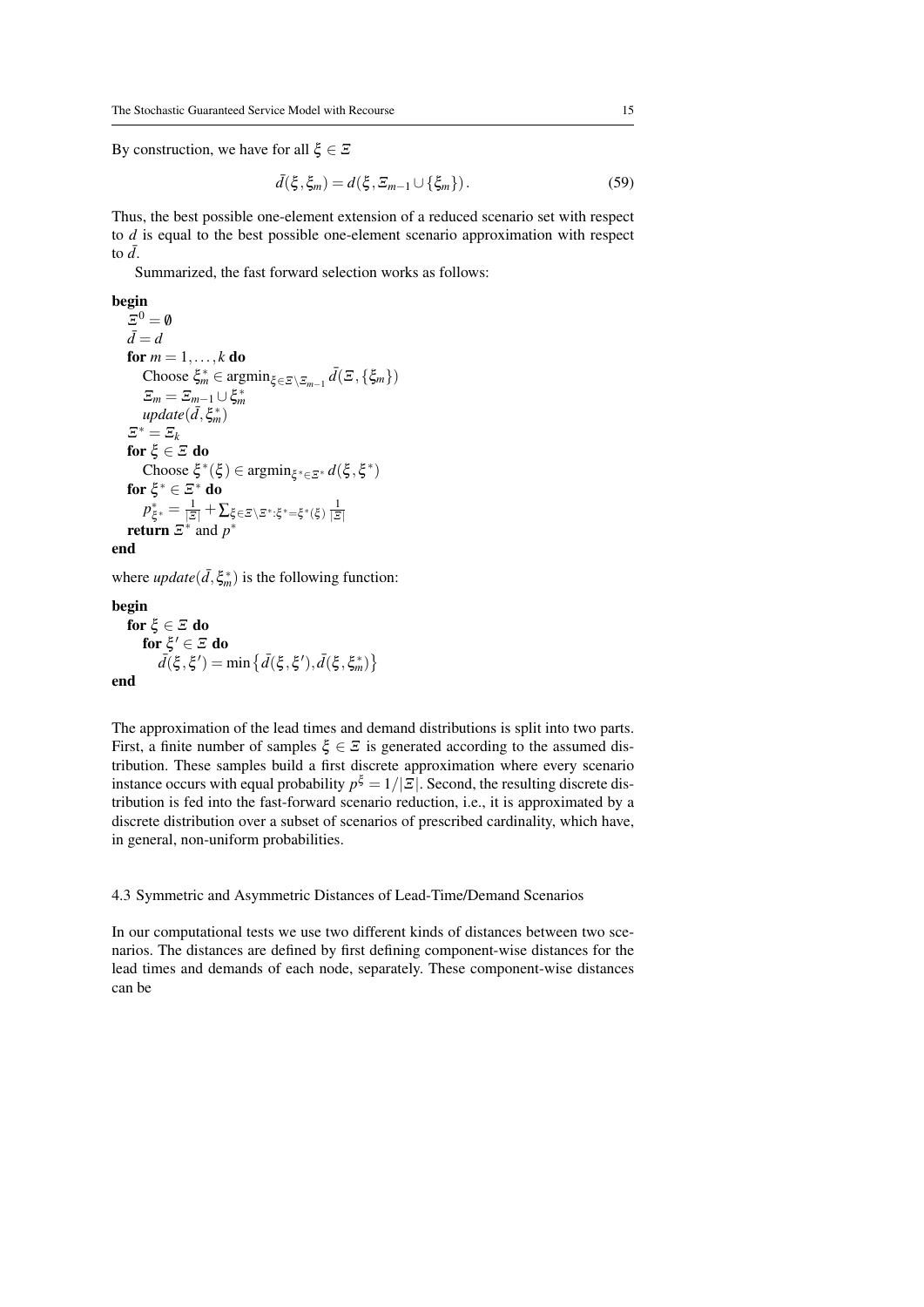By construction, we have for all $\xi \in \Xi$

$$\bar{d}(\xi, \xi_m) = d(\xi, \Xi_{m-1} \cup \{\xi_m\}). \tag{59}$$

Thus, the best possible one-element extension of a reduced scenario set with respect to $d$ is equal to the best possible one-element scenario approximation with respect to $\bar{d}$.

Summarized, the fast forward selection works as follows:

**begin**
  $\Xi^0 = \emptyset$
  $\bar{d} = d$
  **for** $m = 1, \ldots, k$ **do**
    Choose $\xi_m^* \in \operatorname{argmin}_{\xi \in \Xi \setminus \Xi_{m-1}} \bar{d}(\Xi, \{\xi_m\})$
    $\Xi_m = \Xi_{m-1} \cup \xi_m^*$
    *update*$(\bar{d}, \xi_m^*)$
  $\Xi^* = \Xi_k$
  **for** $\xi \in \Xi$ **do**
    Choose $\xi^*(\xi) \in \operatorname{argmin}_{\xi^* \in \Xi^*} d(\xi, \xi^*)$
  **for** $\xi^* \in \Xi^*$ **do**
    $p_{\xi^*}^* = \frac{1}{|\Xi|} + \sum_{\xi \in \Xi \setminus \Xi^* : \xi^* = \xi^*(\xi)} \frac{1}{|\Xi|}$
  **return** $\Xi^*$ and $p^*$
**end**

where *update*$(\bar{d}, \xi_m^*)$ is the following function:

**begin**
  **for** $\xi \in \Xi$ **do**
    **for** $\xi' \in \Xi$ **do**
      $\bar{d}(\xi, \xi') = \min\{\bar{d}(\xi, \xi'), \bar{d}(\xi, \xi_m^*)\}$
**end**

The approximation of the lead times and demand distributions is split into two parts. First, a finite number of samples $\xi \in \Xi$ is generated according to the assumed distribution. These samples build a first discrete approximation where every scenario instance occurs with equal probability $p^\xi = 1/|\Xi|$. Second, the resulting discrete distribution is fed into the fast-forward scenario reduction, i.e., it is approximated by a discrete distribution over a subset of scenarios of prescribed cardinality, which have, in general, non-uniform probabilities.

## 4.3 Symmetric and Asymmetric Distances of Lead-Time/Demand Scenarios

In our computational tests we use two different kinds of distances between two scenarios. The distances are defined by first defining component-wise distances for the lead times and demands of each node, separately. These component-wise distances can be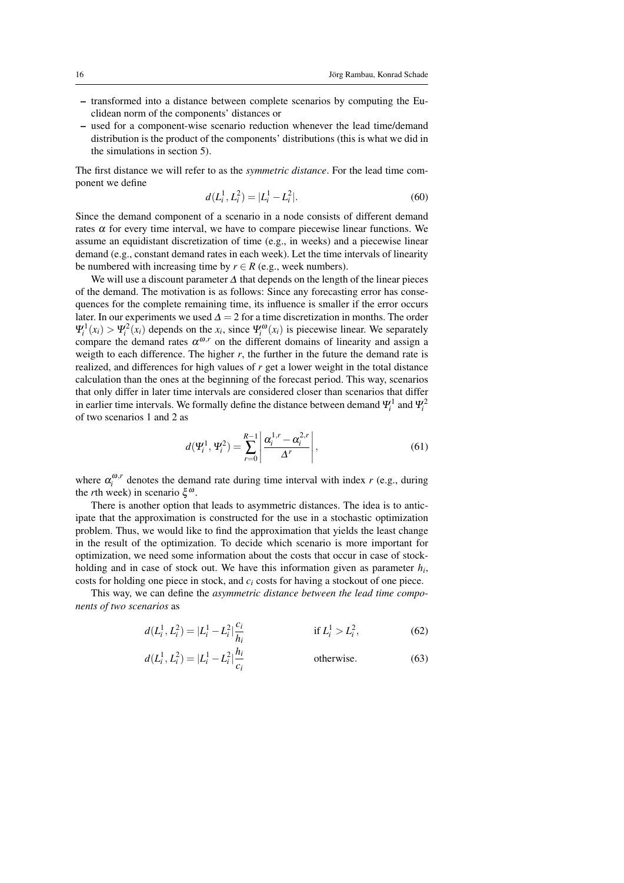- transformed into a distance between complete scenarios by computing the Euclidean norm of the components' distances or
- used for a component-wise scenario reduction whenever the lead time/demand distribution is the product of the components' distributions (this is what we did in the simulations in section 5).

The first distance we will refer to as the *symmetric distance*. For the lead time component we define

$$d(L_i^1, L_i^2) = |L_i^1 - L_i^2|. \tag{60}$$

Since the demand component of a scenario in a node consists of different demand rates $\alpha$ for every time interval, we have to compare piecewise linear functions. We assume an equidistant discretization of time (e.g., in weeks) and a piecewise linear demand (e.g., constant demand rates in each week). Let the time intervals of linearity be numbered with increasing time by $r \in R$ (e.g., week numbers).

We will use a discount parameter $\Delta$ that depends on the length of the linear pieces of the demand. The motivation is as follows: Since any forecasting error has consequences for the complete remaining time, its influence is smaller if the error occurs later. In our experiments we used $\Delta = 2$ for a time discretization in months. The order $\Psi_i^1(x_i) > \Psi_i^2(x_i)$ depends on the $x_i$, since $\Psi_i^\omega(x_i)$ is piecewise linear. We separately compare the demand rates $\alpha^{\omega,r}$ on the different domains of linearity and assign a weigth to each difference. The higher $r$, the further in the future the demand rate is realized, and differences for high values of $r$ get a lower weight in the total distance calculation than the ones at the beginning of the forecast period. This way, scenarios that only differ in later time intervals are considered closer than scenarios that differ in earlier time intervals. We formally define the distance between demand $\Psi_i^1$ and $\Psi_i^2$ of two scenarios 1 and 2 as

$$d(\Psi_i^1, \Psi_i^2) = \sum_{r=0}^{R-1} \left| \frac{\alpha_i^{1,r} - \alpha_i^{2,r}}{\Delta^r} \right|, \tag{61}$$

where $\alpha_i^{\omega,r}$ denotes the demand rate during time interval with index $r$ (e.g., during the $r$th week) in scenario $\xi^\omega$.

There is another option that leads to asymmetric distances. The idea is to anticipate that the approximation is constructed for the use in a stochastic optimization problem. Thus, we would like to find the approximation that yields the least change in the result of the optimization. To decide which scenario is more important for optimization, we need some information about the costs that occur in case of stockholding and in case of stock out. We have this information given as parameter $h_i$, costs for holding one piece in stock, and $c_i$ costs for having a stockout of one piece.

This way, we can define the *asymmetric distance between the lead time components of two scenarios* as

$$d(L_i^1, L_i^2) = |L_i^1 - L_i^2| \frac{c_i}{h_i} \qquad \text{if } L_i^1 > L_i^2, \tag{62}$$

$$d(L_i^1, L_i^2) = |L_i^1 - L_i^2| \frac{h_i}{c_i} \qquad \text{otherwise.} \tag{63}$$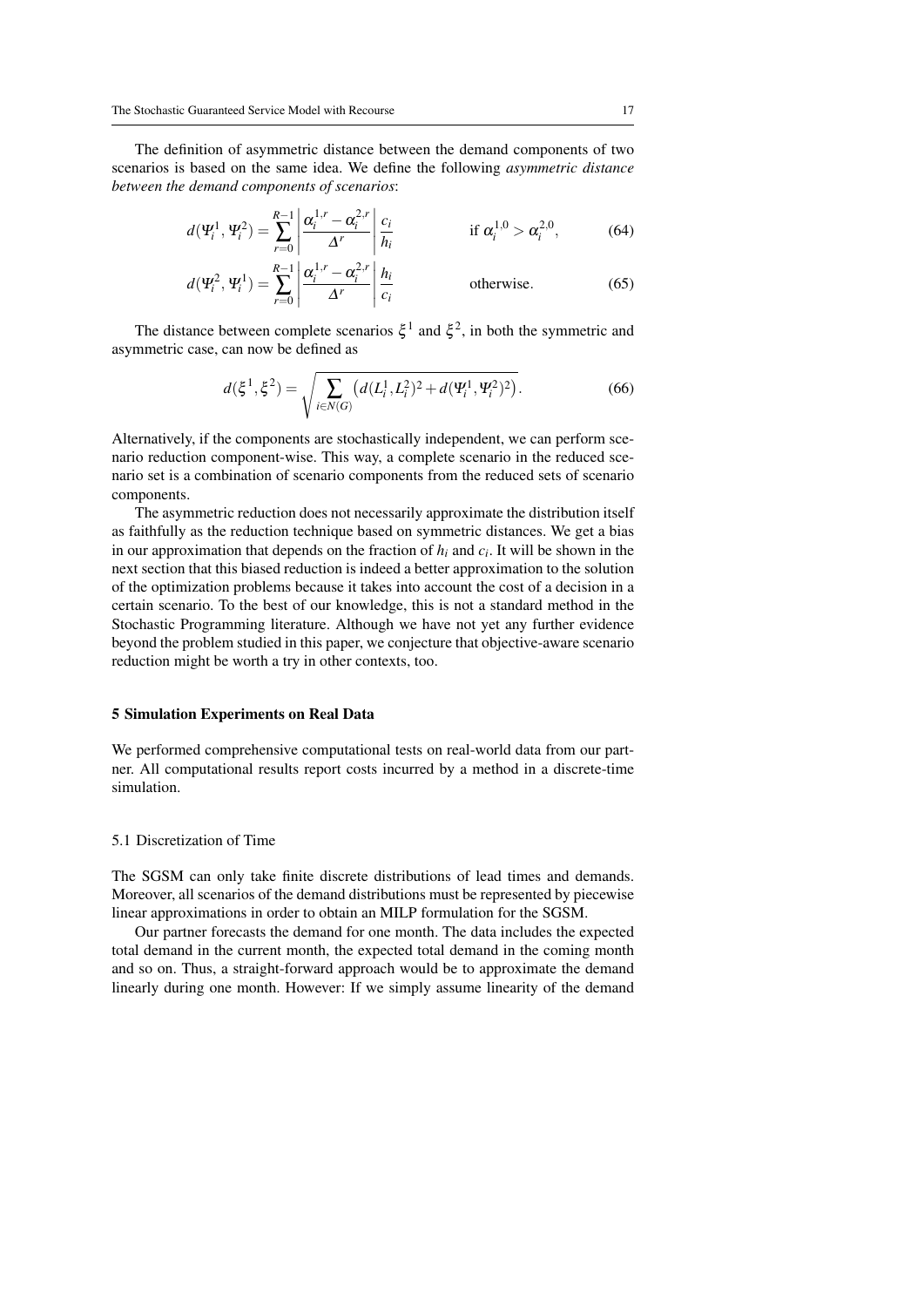The definition of asymmetric distance between the demand components of two scenarios is based on the same idea. We define the following *asymmetric distance between the demand components of scenarios*:

$$d(\Psi_i^1, \Psi_i^2) = \sum_{r=0}^{R-1} \left| \frac{\alpha_i^{1,r} - \alpha_i^{2,r}}{\Delta^r} \right| \frac{c_i}{h_i} \qquad \text{if } \alpha_i^{1,0} > \alpha_i^{2,0}, \tag{64}$$

$$d(\Psi_i^2, \Psi_i^1) = \sum_{r=0}^{R-1} \left| \frac{\alpha_i^{1,r} - \alpha_i^{2,r}}{\Delta^r} \right| \frac{h_i}{c_i} \qquad \text{otherwise}. \tag{65}$$

The distance between complete scenarios $\xi^1$ and $\xi^2$, in both the symmetric and asymmetric case, can now be defined as

$$d(\xi^1, \xi^2) = \sqrt{\sum_{i \in N(G)} \left( d(L_i^1, L_i^2)^2 + d(\Psi_i^1, \Psi_i^2)^2 \right)}. \tag{66}$$

Alternatively, if the components are stochastically independent, we can perform scenario reduction component-wise. This way, a complete scenario in the reduced scenario set is a combination of scenario components from the reduced sets of scenario components.

The asymmetric reduction does not necessarily approximate the distribution itself as faithfully as the reduction technique based on symmetric distances. We get a bias in our approximation that depends on the fraction of $h_i$ and $c_i$. It will be shown in the next section that this biased reduction is indeed a better approximation to the solution of the optimization problems because it takes into account the cost of a decision in a certain scenario. To the best of our knowledge, this is not a standard method in the Stochastic Programming literature. Although we have not yet any further evidence beyond the problem studied in this paper, we conjecture that objective-aware scenario reduction might be worth a try in other contexts, too.

## 5 Simulation Experiments on Real Data

We performed comprehensive computational tests on real-world data from our partner. All computational results report costs incurred by a method in a discrete-time simulation.

### 5.1 Discretization of Time

The SGSM can only take finite discrete distributions of lead times and demands. Moreover, all scenarios of the demand distributions must be represented by piecewise linear approximations in order to obtain an MILP formulation for the SGSM.

Our partner forecasts the demand for one month. The data includes the expected total demand in the current month, the expected total demand in the coming month and so on. Thus, a straight-forward approach would be to approximate the demand linearly during one month. However: If we simply assume linearity of the demand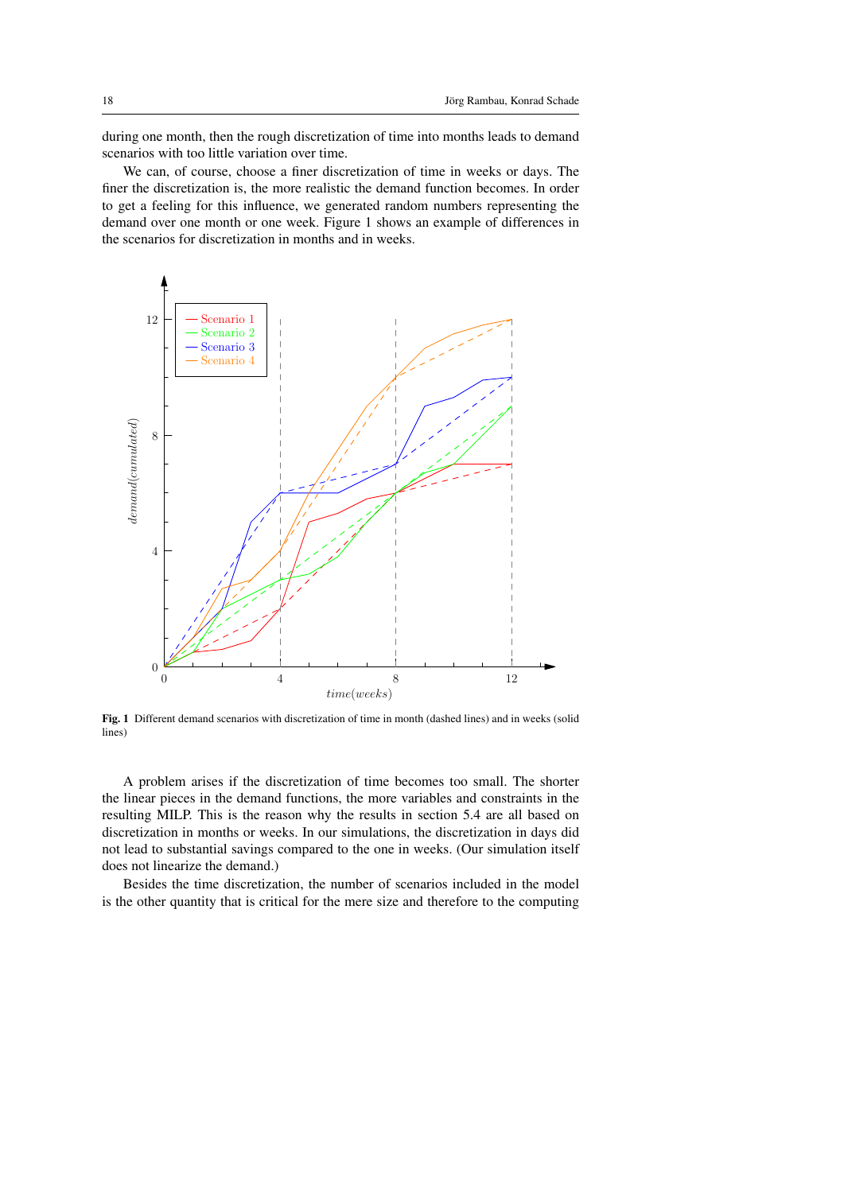during one month, then the rough discretization of time into months leads to demand scenarios with too little variation over time.

We can, of course, choose a finer discretization of time in weeks or days. The finer the discretization is, the more realistic the demand function becomes. In order to get a feeling for this influence, we generated random numbers representing the demand over one month or one week. Figure 1 shows an example of differences in the scenarios for discretization in months and in weeks.

**Fig. 1** Different demand scenarios with discretization of time in month (dashed lines) and in weeks (solid lines)

A problem arises if the discretization of time becomes too small. The shorter the linear pieces in the demand functions, the more variables and constraints in the resulting MILP. This is the reason why the results in section 5.4 are all based on discretization in months or weeks. In our simulations, the discretization in days did not lead to substantial savings compared to the one in weeks. (Our simulation itself does not linearize the demand.)

Besides the time discretization, the number of scenarios included in the model is the other quantity that is critical for the mere size and therefore to the computing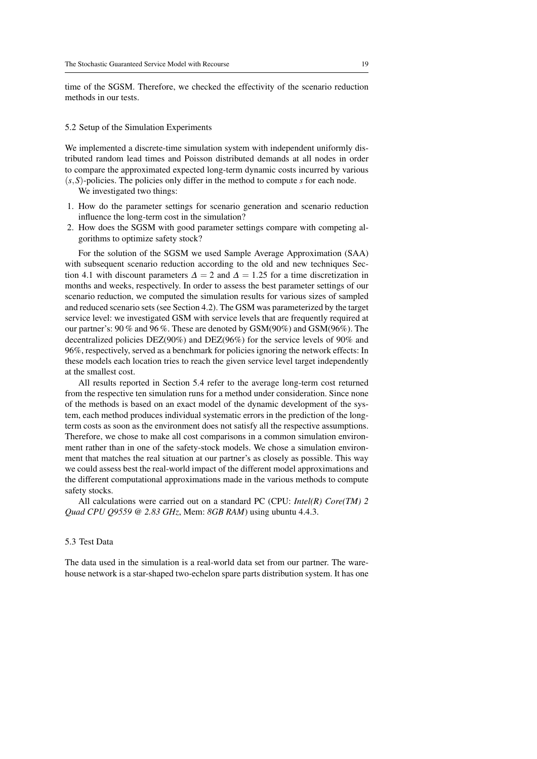time of the SGSM. Therefore, we checked the effectivity of the scenario reduction methods in our tests.

### 5.2 Setup of the Simulation Experiments

We implemented a discrete-time simulation system with independent uniformly distributed random lead times and Poisson distributed demands at all nodes in order to compare the approximated expected long-term dynamic costs incurred by various $(s,S)$-policies. The policies only differ in the method to compute $s$ for each node.

We investigated two things:

1. How do the parameter settings for scenario generation and scenario reduction influence the long-term cost in the simulation?
2. How does the SGSM with good parameter settings compare with competing algorithms to optimize safety stock?

For the solution of the SGSM we used Sample Average Approximation (SAA) with subsequent scenario reduction according to the old and new techniques Section 4.1 with discount parameters $\Delta = 2$ and $\Delta = 1.25$ for a time discretization in months and weeks, respectively. In order to assess the best parameter settings of our scenario reduction, we computed the simulation results for various sizes of sampled and reduced scenario sets (see Section 4.2). The GSM was parameterized by the target service level: we investigated GSM with service levels that are frequently required at our partner's: 90 % and 96 %. These are denoted by GSM(90%) and GSM(96%). The decentralized policies DEZ(90%) and DEZ(96%) for the service levels of 90% and 96%, respectively, served as a benchmark for policies ignoring the network effects: In these models each location tries to reach the given service level target independently at the smallest cost.

All results reported in Section 5.4 refer to the average long-term cost returned from the respective ten simulation runs for a method under consideration. Since none of the methods is based on an exact model of the dynamic development of the system, each method produces individual systematic errors in the prediction of the long-term costs as soon as the environment does not satisfy all the respective assumptions. Therefore, we chose to make all cost comparisons in a common simulation environment rather than in one of the safety-stock models. We chose a simulation environment that matches the real situation at our partner's as closely as possible. This way we could assess best the real-world impact of the different model approximations and the different computational approximations made in the various methods to compute safety stocks.

All calculations were carried out on a standard PC (CPU: *Intel(R) Core(TM) 2 Quad CPU Q9559 @ 2.83 GHz*, Mem: *8GB RAM*) using ubuntu 4.4.3.

### 5.3 Test Data

The data used in the simulation is a real-world data set from our partner. The warehouse network is a star-shaped two-echelon spare parts distribution system. It has one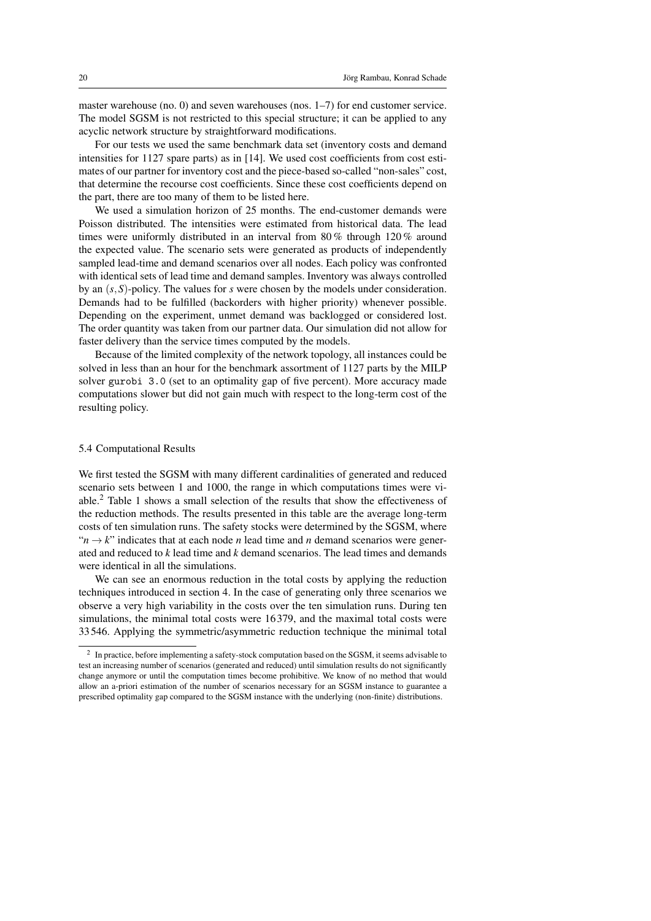master warehouse (no. 0) and seven warehouses (nos. 1–7) for end customer service. The model SGSM is not restricted to this special structure; it can be applied to any acyclic network structure by straightforward modifications.

For our tests we used the same benchmark data set (inventory costs and demand intensities for 1127 spare parts) as in [14]. We used cost coefficients from cost estimates of our partner for inventory cost and the piece-based so-called "non-sales" cost, that determine the recourse cost coefficients. Since these cost coefficients depend on the part, there are too many of them to be listed here.

We used a simulation horizon of 25 months. The end-customer demands were Poisson distributed. The intensities were estimated from historical data. The lead times were uniformly distributed in an interval from 80 % through 120 % around the expected value. The scenario sets were generated as products of independently sampled lead-time and demand scenarios over all nodes. Each policy was confronted with identical sets of lead time and demand samples. Inventory was always controlled by an $(s,S)$-policy. The values for $s$ were chosen by the models under consideration. Demands had to be fulfilled (backorders with higher priority) whenever possible. Depending on the experiment, unmet demand was backlogged or considered lost. The order quantity was taken from our partner data. Our simulation did not allow for faster delivery than the service times computed by the models.

Because of the limited complexity of the network topology, all instances could be solved in less than an hour for the benchmark assortment of 1127 parts by the MILP solver `gurobi 3.0` (set to an optimality gap of five percent). More accuracy made computations slower but did not gain much with respect to the long-term cost of the resulting policy.

### 5.4 Computational Results

We first tested the SGSM with many different cardinalities of generated and reduced scenario sets between 1 and 1000, the range in which computations times were viable.[2] Table 1 shows a small selection of the results that show the effectiveness of the reduction methods. The results presented in this table are the average long-term costs of ten simulation runs. The safety stocks were determined by the SGSM, where "$n \to k$" indicates that at each node $n$ lead time and $n$ demand scenarios were generated and reduced to $k$ lead time and $k$ demand scenarios. The lead times and demands were identical in all the simulations.

We can see an enormous reduction in the total costs by applying the reduction techniques introduced in section 4. In the case of generating only three scenarios we observe a very high variability in the costs over the ten simulation runs. During ten simulations, the minimal total costs were 16 379, and the maximal total costs were 33 546. Applying the symmetric/asymmetric reduction technique the minimal total

[2] In practice, before implementing a safety-stock computation based on the SGSM, it seems advisable to test an increasing number of scenarios (generated and reduced) until simulation results do not significantly change anymore or until the computation times become prohibitive. We know of no method that would allow an a-priori estimation of the number of scenarios necessary for an SGSM instance to guarantee a prescribed optimality gap compared to the SGSM instance with the underlying (non-finite) distributions.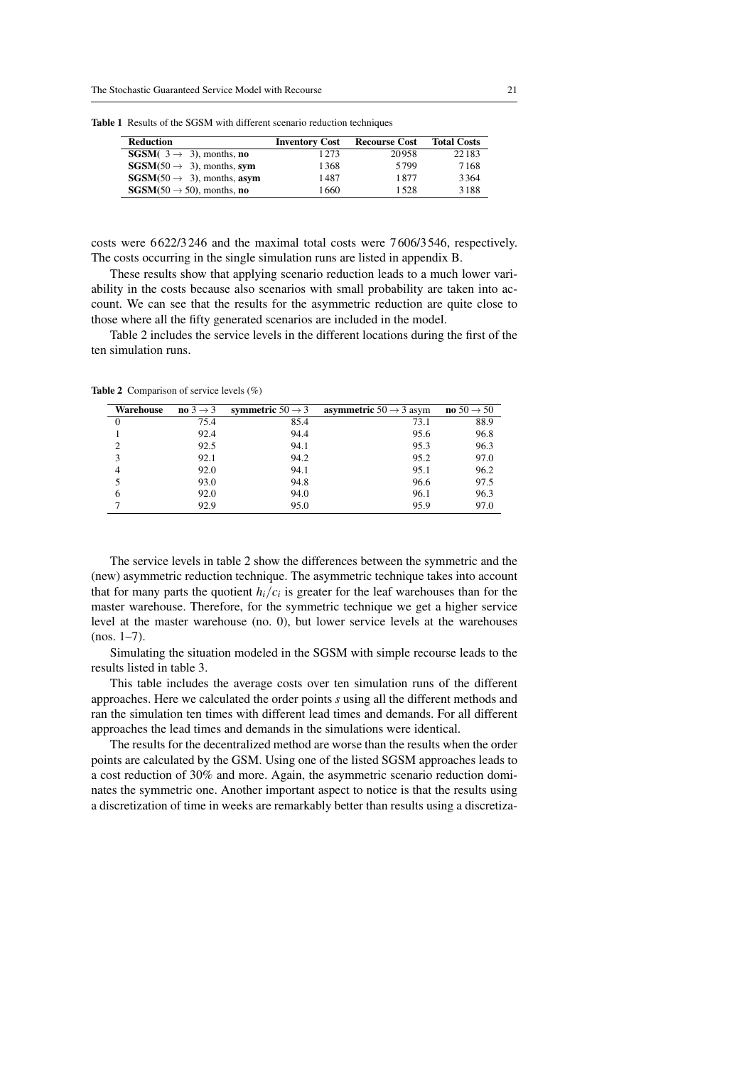**Table 1** Results of the SGSM with different scenario reduction techniques

| Reduction | Inventory Cost | Recourse Cost | Total Costs |
|---|---|---|---|
| **SGSM**( $3 \rightarrow$ 3), months, **no** | 1273 | 20958 | 22183 |
| **SGSM**($50 \rightarrow$ 3), months, **sym** | 1368 | 5799 | 7168 |
| **SGSM**($50 \rightarrow$ 3), months, **asym** | 1487 | 1877 | 3364 |
| **SGSM**($50 \rightarrow 50$), months, **no** | 1660 | 1528 | 3188 |

costs were 6622/3246 and the maximal total costs were 7606/3546, respectively. The costs occurring in the single simulation runs are listed in appendix B.

These results show that applying scenario reduction leads to a much lower variability in the costs because also scenarios with small probability are taken into account. We can see that the results for the asymmetric reduction are quite close to those where all the fifty generated scenarios are included in the model.

Table 2 includes the service levels in the different locations during the first of the ten simulation runs.

**Table 2** Comparison of service levels (%)

| Warehouse | **no** $3 \rightarrow 3$ | **symmetric** $50 \rightarrow 3$ | **asymmetric** $50 \rightarrow 3$ asym | **no** $50 \rightarrow 50$ |
|---|---|---|---|---|
| 0 | 75.4 | 85.4 | 73.1 | 88.9 |
| 1 | 92.4 | 94.4 | 95.6 | 96.8 |
| 2 | 92.5 | 94.1 | 95.3 | 96.3 |
| 3 | 92.1 | 94.2 | 95.2 | 97.0 |
| 4 | 92.0 | 94.1 | 95.1 | 96.2 |
| 5 | 93.0 | 94.8 | 96.6 | 97.5 |
| 6 | 92.0 | 94.0 | 96.1 | 96.3 |
| 7 | 92.9 | 95.0 | 95.9 | 97.0 |

The service levels in table 2 show the differences between the symmetric and the (new) asymmetric reduction technique. The asymmetric technique takes into account that for many parts the quotient $h_i/c_i$ is greater for the leaf warehouses than for the master warehouse. Therefore, for the symmetric technique we get a higher service level at the master warehouse (no. 0), but lower service levels at the warehouses (nos. 1–7).

Simulating the situation modeled in the SGSM with simple recourse leads to the results listed in table 3.

This table includes the average costs over ten simulation runs of the different approaches. Here we calculated the order points $s$ using all the different methods and ran the simulation ten times with different lead times and demands. For all different approaches the lead times and demands in the simulations were identical.

The results for the decentralized method are worse than the results when the order points are calculated by the GSM. Using one of the listed SGSM approaches leads to a cost reduction of 30% and more. Again, the asymmetric scenario reduction dominates the symmetric one. Another important aspect to notice is that the results using a discretization of time in weeks are remarkably better than results using a discretiza-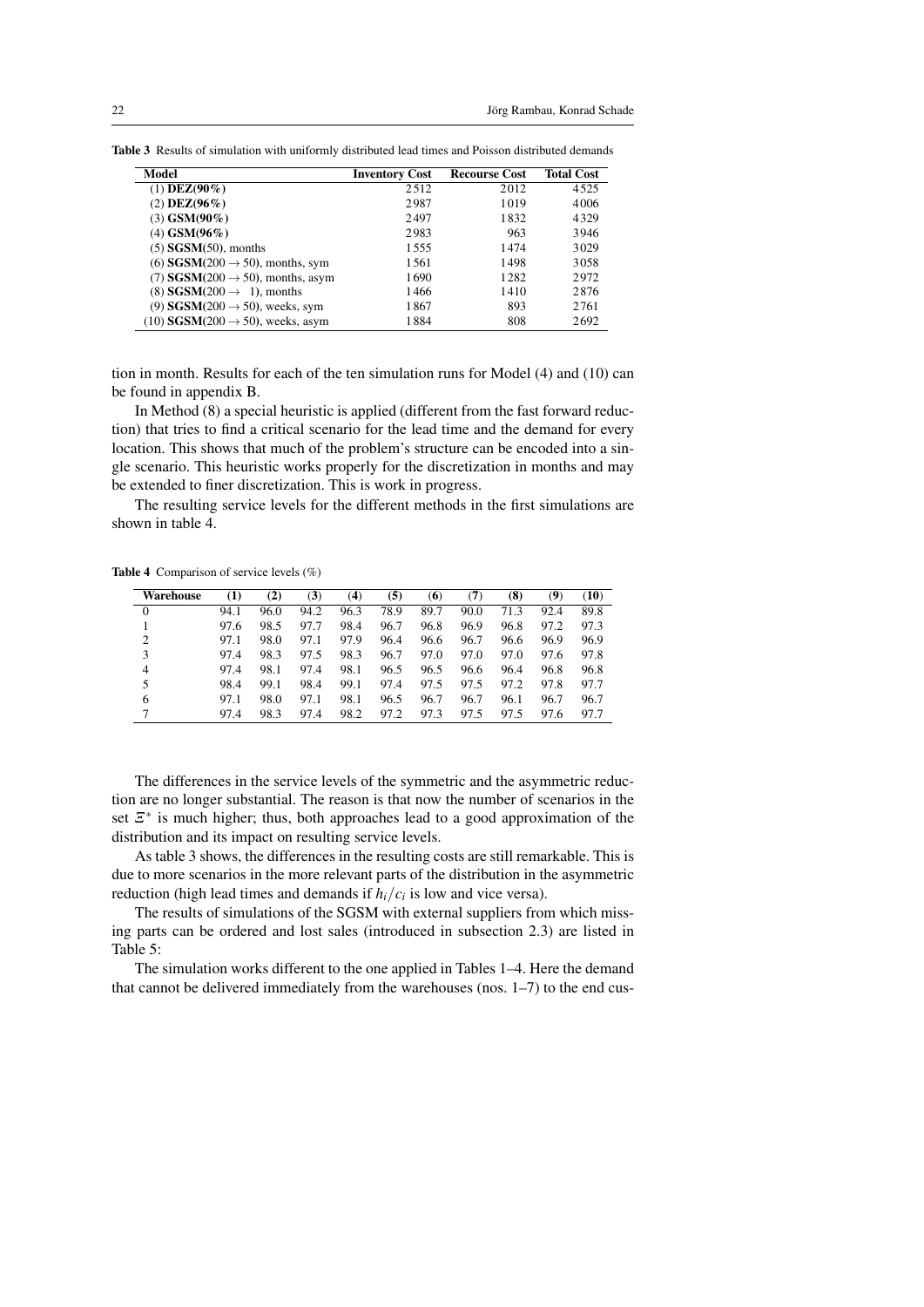**Table 3** Results of simulation with uniformly distributed lead times and Poisson distributed demands

| Model | Inventory Cost | Recourse Cost | Total Cost |
|---|---|---|---|
| (1) **DEZ(90%)** | 2512 | 2012 | 4525 |
| (2) **DEZ(96%)** | 2987 | 1019 | 4006 |
| (3) **GSM(90%)** | 2497 | 1832 | 4329 |
| (4) **GSM(96%)** | 2983 | 963 | 3946 |
| (5) **SGSM**(50), months | 1555 | 1474 | 3029 |
| (6) **SGSM**($200 \to 50$), months, sym | 1561 | 1498 | 3058 |
| (7) **SGSM**($200 \to 50$), months, asym | 1690 | 1282 | 2972 |
| (8) **SGSM**($200 \to 1$), months | 1466 | 1410 | 2876 |
| (9) **SGSM**($200 \to 50$), weeks, sym | 1867 | 893 | 2761 |
| (10) **SGSM**($200 \to 50$), weeks, asym | 1884 | 808 | 2692 |

tion in month. Results for each of the ten simulation runs for Model (4) and (10) can be found in appendix B.

In Method (8) a special heuristic is applied (different from the fast forward reduction) that tries to find a critical scenario for the lead time and the demand for every location. This shows that much of the problem's structure can be encoded into a single scenario. This heuristic works properly for the discretization in months and may be extended to finer discretization. This is work in progress.

The resulting service levels for the different methods in the first simulations are shown in table 4.

**Table 4** Comparison of service levels (%)

| Warehouse | (1) | (2) | (3) | (4) | (5) | (6) | (7) | (8) | (9) | (10) |
|---|---|---|---|---|---|---|---|---|---|---|
| 0 | 94.1 | 96.0 | 94.2 | 96.3 | 78.9 | 89.7 | 90.0 | 71.3 | 92.4 | 89.8 |
| 1 | 97.6 | 98.5 | 97.7 | 98.4 | 96.7 | 96.8 | 96.9 | 96.8 | 97.2 | 97.3 |
| 2 | 97.1 | 98.0 | 97.1 | 97.9 | 96.4 | 96.6 | 96.7 | 96.6 | 96.9 | 96.9 |
| 3 | 97.4 | 98.3 | 97.5 | 98.3 | 96.7 | 97.0 | 97.0 | 97.0 | 97.6 | 97.8 |
| 4 | 97.4 | 98.1 | 97.4 | 98.1 | 96.5 | 96.5 | 96.6 | 96.4 | 96.8 | 96.8 |
| 5 | 98.4 | 99.1 | 98.4 | 99.1 | 97.4 | 97.5 | 97.5 | 97.2 | 97.8 | 97.7 |
| 6 | 97.1 | 98.0 | 97.1 | 98.1 | 96.5 | 96.7 | 96.7 | 96.1 | 96.7 | 96.7 |
| 7 | 97.4 | 98.3 | 97.4 | 98.2 | 97.2 | 97.3 | 97.5 | 97.5 | 97.6 | 97.7 |

The differences in the service levels of the symmetric and the asymmetric reduction are no longer substantial. The reason is that now the number of scenarios in the set $\Xi^*$ is much higher; thus, both approaches lead to a good approximation of the distribution and its impact on resulting service levels.

As table 3 shows, the differences in the resulting costs are still remarkable. This is due to more scenarios in the more relevant parts of the distribution in the asymmetric reduction (high lead times and demands if $h_i/c_i$ is low and vice versa).

The results of simulations of the SGSM with external suppliers from which missing parts can be ordered and lost sales (introduced in subsection 2.3) are listed in Table 5:

The simulation works different to the one applied in Tables 1–4. Here the demand that cannot be delivered immediately from the warehouses (nos. 1–7) to the end cus-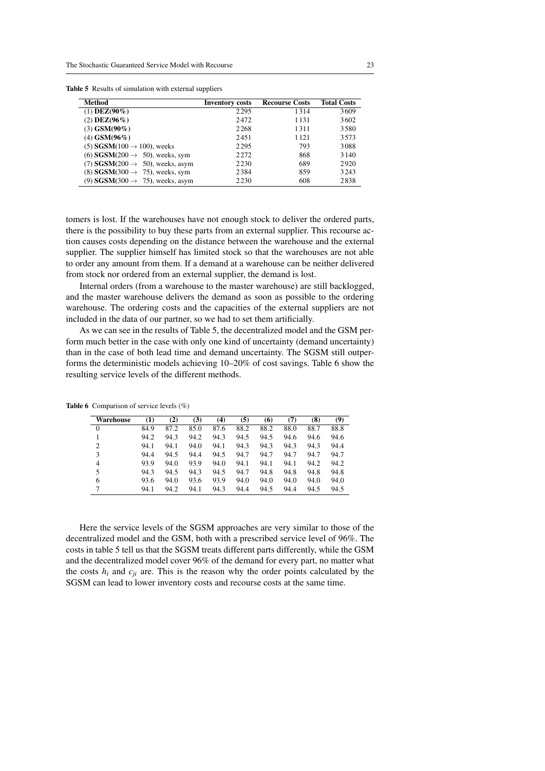Table 5 Results of simulation with external suppliers

| Method | Inventory costs | Recourse Costs | Total Costs |
|---|---|---|---|
| (1) **DEZ(90%)** | 2295 | 1314 | 3609 |
| (2) **DEZ(96%)** | 2472 | 1131 | 3602 |
| (3) **GSM(90%)** | 2268 | 1311 | 3580 |
| (4) **GSM(96%)** | 2451 | 1121 | 3573 |
| (5) **SGSM**($100 \rightarrow 100$), weeks | 2295 | 793 | 3088 |
| (6) **SGSM**($200 \rightarrow 50$), weeks, sym | 2272 | 868 | 3140 |
| (7) **SGSM**($200 \rightarrow 50$), weeks, asym | 2230 | 689 | 2920 |
| (8) **SGSM**($300 \rightarrow 75$), weeks, sym | 2384 | 859 | 3243 |
| (9) **SGSM**($300 \rightarrow 75$), weeks, asym | 2230 | 608 | 2838 |

tomers is lost. If the warehouses have not enough stock to deliver the ordered parts, there is the possibility to buy these parts from an external supplier. This recourse action causes costs depending on the distance between the warehouse and the external supplier. The supplier himself has limited stock so that the warehouses are not able to order any amount from them. If a demand at a warehouse can be neither delivered from stock nor ordered from an external supplier, the demand is lost.

Internal orders (from a warehouse to the master warehouse) are still backlogged, and the master warehouse delivers the demand as soon as possible to the ordering warehouse. The ordering costs and the capacities of the external suppliers are not included in the data of our partner, so we had to set them artificially.

As we can see in the results of Table 5, the decentralized model and the GSM perform much better in the case with only one kind of uncertainty (demand uncertainty) than in the case of both lead time and demand uncertainty. The SGSM still outperforms the deterministic models achieving 10–20% of cost savings. Table 6 show the resulting service levels of the different methods.

Table 6 Comparison of service levels (%)

| Warehouse | (1) | (2) | (3) | (4) | (5) | (6) | (7) | (8) | (9) |
|---|---|---|---|---|---|---|---|---|---|
| 0 | 84.9 | 87.2 | 85.0 | 87.6 | 88.2 | 88.2 | 88.0 | 88.7 | 88.8 |
| 1 | 94.2 | 94.3 | 94.2 | 94.3 | 94.5 | 94.5 | 94.6 | 94.6 | 94.6 |
| 2 | 94.1 | 94.1 | 94.0 | 94.1 | 94.3 | 94.3 | 94.3 | 94.3 | 94.4 |
| 3 | 94.4 | 94.5 | 94.4 | 94.5 | 94.7 | 94.7 | 94.7 | 94.7 | 94.7 |
| 4 | 93.9 | 94.0 | 93.9 | 94.0 | 94.1 | 94.1 | 94.1 | 94.2 | 94.2 |
| 5 | 94.3 | 94.5 | 94.3 | 94.5 | 94.7 | 94.8 | 94.8 | 94.8 | 94.8 |
| 6 | 93.6 | 94.0 | 93.6 | 93.9 | 94.0 | 94.0 | 94.0 | 94.0 | 94.0 |
| 7 | 94.1 | 94.2 | 94.1 | 94.3 | 94.4 | 94.5 | 94.4 | 94.5 | 94.5 |

Here the service levels of the SGSM approaches are very similar to those of the decentralized model and the GSM, both with a prescribed service level of 96%. The costs in table 5 tell us that the SGSM treats different parts differently, while the GSM and the decentralized model cover 96% of the demand for every part, no matter what the costs $h_i$ and $c_{ji}$ are. This is the reason why the order points calculated by the SGSM can lead to lower inventory costs and recourse costs at the same time.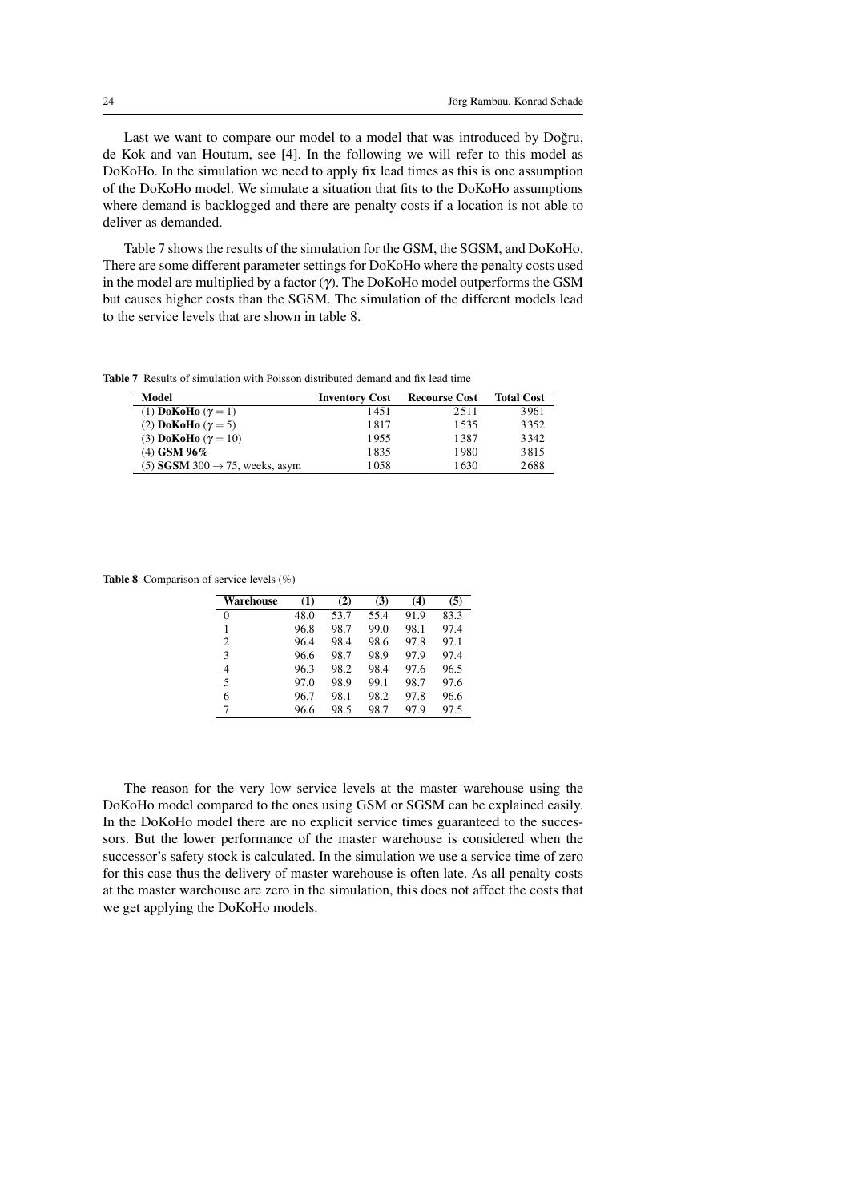Last we want to compare our model to a model that was introduced by Doğru, de Kok and van Houtum, see [4]. In the following we will refer to this model as DoKoHo. In the simulation we need to apply fix lead times as this is one assumption of the DoKoHo model. We simulate a situation that fits to the DoKoHo assumptions where demand is backlogged and there are penalty costs if a location is not able to deliver as demanded.

Table 7 shows the results of the simulation for the GSM, the SGSM, and DoKoHo. There are some different parameter settings for DoKoHo where the penalty costs used in the model are multiplied by a factor ($\gamma$). The DoKoHo model outperforms the GSM but causes higher costs than the SGSM. The simulation of the different models lead to the service levels that are shown in table 8.

**Table 7** Results of simulation with Poisson distributed demand and fix lead time

| Model | Inventory Cost | Recourse Cost | Total Cost |
|---|---|---|---|
| (1) **DoKoHo** ($\gamma = 1$) | 1451 | 2511 | 3961 |
| (2) **DoKoHo** ($\gamma = 5$) | 1817 | 1535 | 3352 |
| (3) **DoKoHo** ($\gamma = 10$) | 1955 | 1387 | 3342 |
| (4) **GSM 96%** | 1835 | 1980 | 3815 |
| (5) **SGSM** 300 $\rightarrow$ 75, weeks, asym | 1058 | 1630 | 2688 |

**Table 8** Comparison of service levels (%)

| Warehouse | (1) | (2) | (3) | (4) | (5) |
|---|---|---|---|---|---|
| 0 | 48.0 | 53.7 | 55.4 | 91.9 | 83.3 |
| 1 | 96.8 | 98.7 | 99.0 | 98.1 | 97.4 |
| 2 | 96.4 | 98.4 | 98.6 | 97.8 | 97.1 |
| 3 | 96.6 | 98.7 | 98.9 | 97.9 | 97.4 |
| 4 | 96.3 | 98.2 | 98.4 | 97.6 | 96.5 |
| 5 | 97.0 | 98.9 | 99.1 | 98.7 | 97.6 |
| 6 | 96.7 | 98.1 | 98.2 | 97.8 | 96.6 |
| 7 | 96.6 | 98.5 | 98.7 | 97.9 | 97.5 |

The reason for the very low service levels at the master warehouse using the DoKoHo model compared to the ones using GSM or SGSM can be explained easily. In the DoKoHo model there are no explicit service times guaranteed to the successors. But the lower performance of the master warehouse is considered when the successor's safety stock is calculated. In the simulation we use a service time of zero for this case thus the delivery of master warehouse is often late. As all penalty costs at the master warehouse are zero in the simulation, this does not affect the costs that we get applying the DoKoHo models.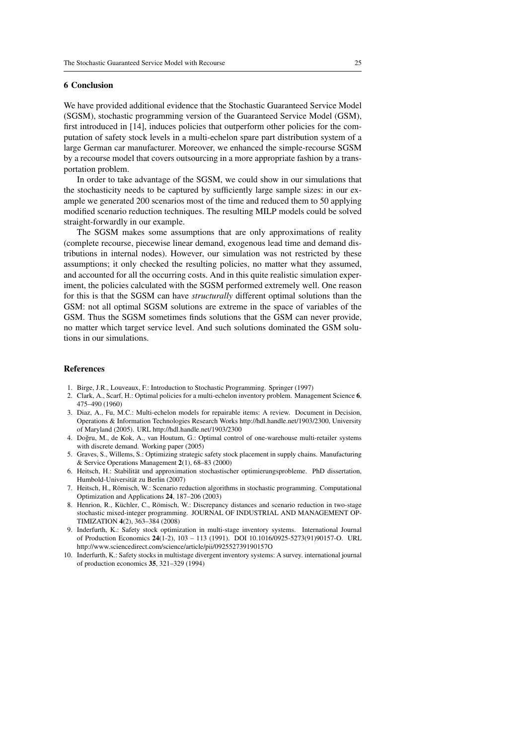## 6 Conclusion

We have provided additional evidence that the Stochastic Guaranteed Service Model (SGSM), stochastic programming version of the Guaranteed Service Model (GSM), first introduced in [14], induces policies that outperform other policies for the computation of safety stock levels in a multi-echelon spare part distribution system of a large German car manufacturer. Moreover, we enhanced the simple-recourse SGSM by a recourse model that covers outsourcing in a more appropriate fashion by a transportation problem.

In order to take advantage of the SGSM, we could show in our simulations that the stochasticity needs to be captured by sufficiently large sample sizes: in our example we generated 200 scenarios most of the time and reduced them to 50 applying modified scenario reduction techniques. The resulting MILP models could be solved straight-forwardly in our example.

The SGSM makes some assumptions that are only approximations of reality (complete recourse, piecewise linear demand, exogenous lead time and demand distributions in internal nodes). However, our simulation was not restricted by these assumptions; it only checked the resulting policies, no matter what they assumed, and accounted for all the occurring costs. And in this quite realistic simulation experiment, the policies calculated with the SGSM performed extremely well. One reason for this is that the SGSM can have *structurally* different optimal solutions than the GSM: not all optimal SGSM solutions are extreme in the space of variables of the GSM. Thus the SGSM sometimes finds solutions that the GSM can never provide, no matter which target service level. And such solutions dominated the GSM solutions in our simulations.

## References

1. Birge, J.R., Louveaux, F.: Introduction to Stochastic Programming. Springer (1997)
2. Clark, A., Scarf, H.: Optimal policies for a multi-echelon inventory problem. Management Science **6**, 475–490 (1960)
3. Diaz, A., Fu, M.C.: Multi-echelon models for repairable items: A review. Document in Decision, Operations & Information Technologies Research Works http://hdl.handle.net/1903/2300, University of Maryland (2005). URL http://hdl.handle.net/1903/2300
4. Doğru, M., de Kok, A., van Houtum, G.: Optimal control of one-warehouse multi-retailer systems with discrete demand. Working paper (2005)
5. Graves, S., Willems, S.: Optimizing strategic safety stock placement in supply chains. Manufacturing & Service Operations Management **2**(1), 68–83 (2000)
6. Heitsch, H.: Stabilität und approximation stochastischer optimierungsprobleme. PhD dissertation, Humbold-Universität zu Berlin (2007)
7. Heitsch, H., Römisch, W.: Scenario reduction algorithms in stochastic programming. Computational Optimization and Applications **24**, 187–206 (2003)
8. Henrion, R., Küchler, C., Römisch, W.: Discrepancy distances and scenario reduction in two-stage stochastic mixed-integer programming. JOURNAL OF INDUSTRIAL AND MANAGEMENT OPTIMIZATION **4**(2), 363–384 (2008)
9. Inderfurth, K.: Safety stock optimization in multi-stage inventory systems. International Journal of Production Economics **24**(1-2), 103 – 113 (1991). DOI 10.1016/0925-5273(91)90157-O. URL http://www.sciencedirect.com/science/article/pii/092552739190157O
10. Inderfurth, K.: Safety stocks in multistage divergent inventory systems: A survey. international journal of production economics **35**, 321–329 (1994)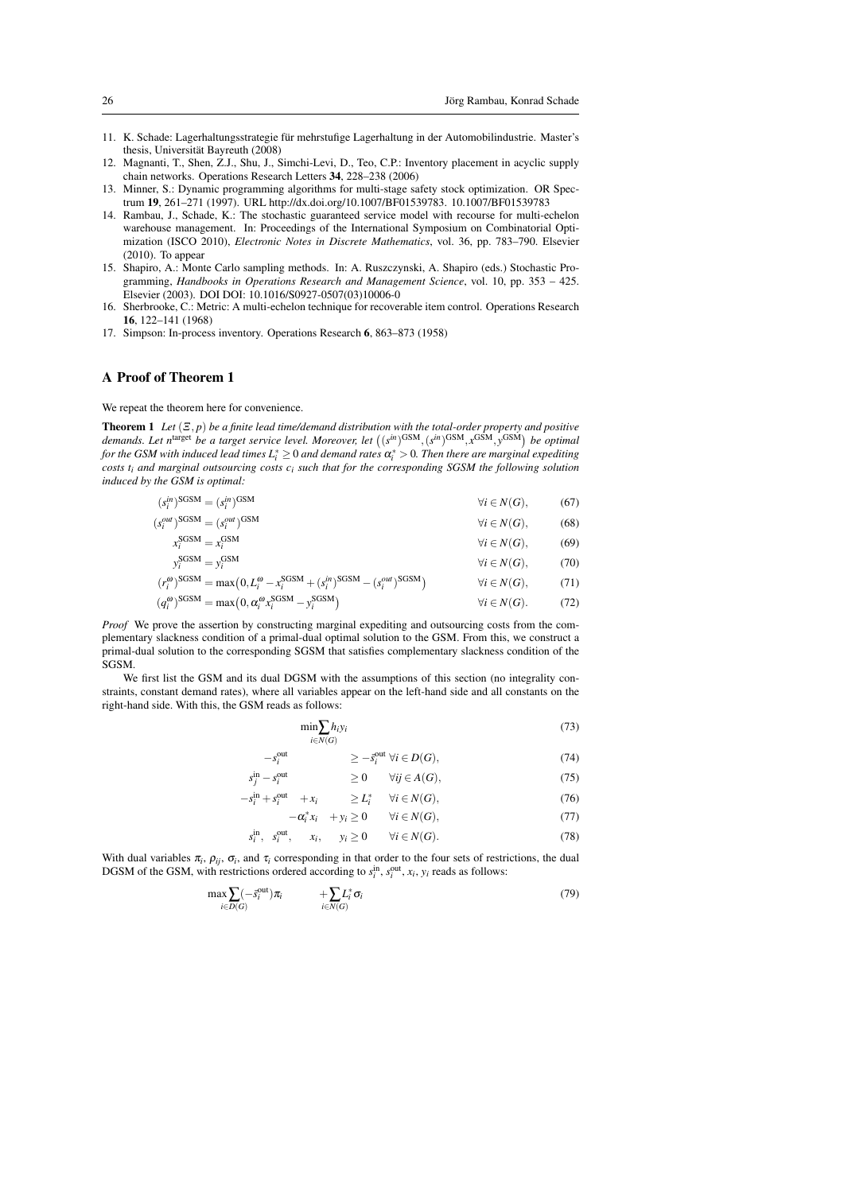11. K. Schade: Lagerhaltungsstrategie für mehrstufige Lagerhaltung in der Automobilindustrie. Master's thesis, Universität Bayreuth (2008)
12. Magnanti, T., Shen, Z.J., Shu, J., Simchi-Levi, D., Teo, C.P.: Inventory placement in acyclic supply chain networks. Operations Research Letters **34**, 228–238 (2006)
13. Minner, S.: Dynamic programming algorithms for multi-stage safety stock optimization. OR Spectrum **19**, 261–271 (1997). URL http://dx.doi.org/10.1007/BF01539783. 10.1007/BF01539783
14. Rambau, J., Schade, K.: The stochastic guaranteed service model with recourse for multi-echelon warehouse management. In: Proceedings of the International Symposium on Combinatorial Optimization (ISCO 2010), *Electronic Notes in Discrete Mathematics*, vol. 36, pp. 783–790. Elsevier (2010). To appear
15. Shapiro, A.: Monte Carlo sampling methods. In: A. Ruszczynski, A. Shapiro (eds.) Stochastic Programming, *Handbooks in Operations Research and Management Science*, vol. 10, pp. 353 – 425. Elsevier (2003). DOI DOI: 10.1016/S0927-0507(03)10006-0
16. Sherbrooke, C.: Metric: A multi-echelon technique for recoverable item control. Operations Research **16**, 122–141 (1968)
17. Simpson: In-process inventory. Operations Research **6**, 863–873 (1958)

## A Proof of Theorem 1

We repeat the theorem here for convenience.

**Theorem 1** *Let $(\Xi, p)$ be a finite lead time/demand distribution with the total-order property and positive demands. Let $n^{\text{target}}$ be a target service level. Moreover, let $\big((s^{in})^{\text{GSM}}, (s^{in})^{\text{GSM}}, x^{\text{GSM}}, y^{\text{GSM}}\big)$ be optimal for the GSM with induced lead times $L_i^* \geq 0$ and demand rates $\alpha_i^* > 0$. Then there are marginal expediting costs $t_i$ and marginal outsourcing costs $c_i$ such that for the corresponding SGSM the following solution induced by the GSM is optimal:*

$$(s_i^{in})^{\text{SGSM}} = (s_i^{in})^{\text{GSM}} \qquad \forall i \in N(G), \tag{67}$$

$$(s_i^{out})^{\text{SGSM}} = (s_i^{out})^{\text{GSM}} \qquad \forall i \in N(G), \tag{68}$$

$$x_i^{\text{SGSM}} = x_i^{\text{GSM}} \qquad \forall i \in N(G), \tag{69}$$

$$y_i^{\text{SGSM}} = y_i^{\text{GSM}} \qquad \forall i \in N(G), \tag{70}$$

$$(r_i^{\omega})^{\text{SGSM}} = \max\big(0, L_i^{\omega} - x_i^{\text{SGSM}} + (s_i^{in})^{\text{SGSM}} - (s_i^{out})^{\text{SGSM}}\big) \qquad \forall i \in N(G), \tag{71}$$

$$(q_i^{\omega})^{\text{SGSM}} = \max\big(0, \alpha_i^{\omega} x_i^{\text{SGSM}} - y_i^{\text{SGSM}}\big) \qquad \forall i \in N(G). \tag{72}$$

*Proof* We prove the assertion by constructing marginal expediting and outsourcing costs from the complementary slackness condition of a primal-dual optimal solution to the GSM. From this, we construct a primal-dual solution to the corresponding SGSM that satisfies complementary slackness condition of the SGSM.

We first list the GSM and its dual DGSM with the assumptions of this section (no integrality constraints, constant demand rates), where all variables appear on the left-hand side and all constants on the right-hand side. With this, the GSM reads as follows:

$$\min \sum_{i \in N(G)} h_i y_i \tag{73}$$

$$-s_i^{\text{out}} \geq -\bar{s}_i^{\text{out}} \quad \forall i \in D(G), \tag{74}$$

$$s_j^{\text{in}} - s_i^{\text{out}} \geq 0 \quad \forall ij \in A(G), \tag{75}$$

$$-s_i^{\text{in}} + s_i^{\text{out}} + x_i \geq L_i^* \quad \forall i \in N(G), \tag{76}$$

$$-\alpha_i^* x_i + y_i \geq 0 \quad \forall i \in N(G), \tag{77}$$

$$s_i^{\text{in}}, \quad s_i^{\text{out}}, \quad x_i, \quad y_i \geq 0 \quad \forall i \in N(G). \tag{78}$$

With dual variables $\pi_i$, $\rho_{ij}$, $\sigma_i$, and $\tau_i$ corresponding in that order to the four sets of restrictions, the dual DGSM of the GSM, with restrictions ordered according to $s_i^{\text{in}}$, $s_i^{\text{out}}$, $x_i$, $y_i$ reads as follows:

$$\max \sum_{i \in D(G)} (-\bar{s}_i^{\text{out}}) \pi_i \qquad + \sum_{i \in N(G)} L_i^* \sigma_i \tag{79}$$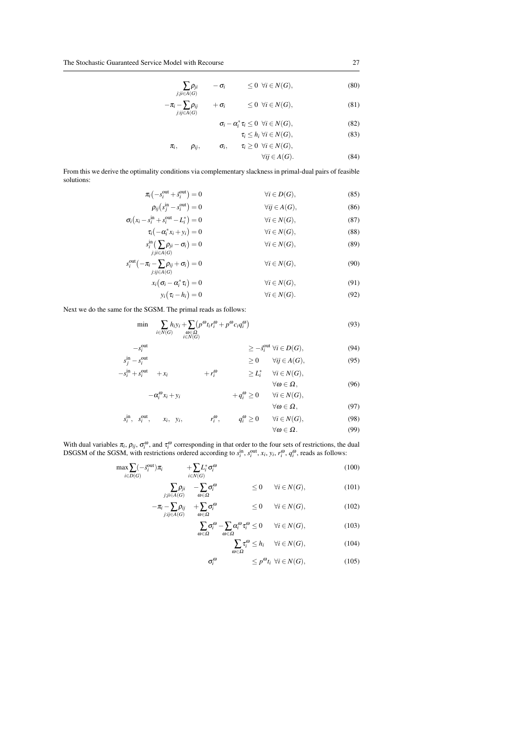$$\sum_{j:ji\in A(G)} \rho_{ji} \quad - \sigma_i \quad \le 0 \;\; \forall i \in N(G), \tag{80}$$

$$-\pi_i - \sum_{j:ij\in A(G)} \rho_{ij} \quad + \sigma_i \quad \le 0 \;\; \forall i \in N(G), \tag{81}$$

$$\sigma_i - \alpha_i^* \tau_i \le 0 \;\; \forall i \in N(G), \tag{82}$$

$$\tau_i \le h_i \;\; \forall i \in N(G), \tag{83}$$

$$\pi_i, \quad \rho_{ij}, \quad \sigma_i, \quad \tau_i \ge 0 \;\; \forall i \in N(G), \; \forall ij \in A(G). \tag{84}$$

From this we derive the optimality conditions via complementary slackness in primal-dual pairs of feasible solutions:

$$\pi_i\big(-s_i^{\text{out}} + \bar{s}_i^{\text{out}}\big) = 0 \qquad \forall i \in D(G), \tag{85}$$

$$\rho_{ij}\big(s_j^{\text{in}} - s_i^{\text{out}}\big) = 0 \qquad \forall ij \in A(G), \tag{86}$$

$$\sigma_i\big(x_i - s_i^{\text{in}} + s_i^{\text{out}} - L_i^*\big) = 0 \qquad \forall i \in N(G), \tag{87}$$

$$\tau_i\big(-\alpha_i^* x_i + y_i\big) = 0 \qquad \forall i \in N(G), \tag{88}$$

$$s_i^{\text{in}}\big(\sum_{j:ji\in A(G)} \rho_{ji} - \sigma_i\big) = 0 \qquad \forall i \in N(G), \tag{89}$$

$$s_i^{\text{out}}\big(-\pi_i - \sum_{j:ij\in A(G)} \rho_{ij} + \sigma_i\big) = 0 \qquad \forall i \in N(G), \tag{90}$$

$$x_i\big(\sigma_i - \alpha_i^* \tau_i\big) = 0 \qquad \forall i \in N(G), \tag{91}$$

$$y_i\big(\tau_i - h_i\big) = 0 \qquad \forall i \in N(G). \tag{92}$$

Next we do the same for the SGSM. The primal reads as follows:

$$\min \quad \sum_{i\in N(G)} h_i y_i + \sum_{\substack{\omega\in\Omega \\ i\in N(G)}} \big(p^\omega t_i r_i^\omega + p^\omega c_i q_i^\omega\big) \tag{93}$$

$$-s_i^{\text{out}} \ge -\bar{s}_i^{\text{out}} \;\; \forall i \in D(G), \tag{94}$$

$$s_j^{\text{in}} - s_i^{\text{out}} \ge 0 \quad \forall ij \in A(G), \tag{95}$$

$$-s_i^{\text{in}} + s_i^{\text{out}} \quad + x_i \quad + r_i^\omega \ge L_i^* \quad \forall i \in N(G), \; \forall \omega \in \Omega, \tag{96}$$

$$-\alpha_i^\omega x_i + y_i \quad + q_i^\omega \ge 0 \quad \forall i \in N(G), \; \forall \omega \in \Omega, \tag{97}$$

$$s_i^{\text{in}}, \; s_i^{\text{out}}, \quad x_i, \; y_i, \quad r_i^\omega, \quad q_i^\omega \ge 0 \quad \forall i \in N(G), \tag{98}$$

$$\forall \omega \in \Omega. \tag{99}$$

With dual variables $\pi_i$, $\rho_{ij}$, $\sigma_i^\omega$, and $\tau_i^\omega$ corresponding in that order to the four sets of restrictions, the dual DSGSM of the SGSM, with restrictions ordered according to $s_i^{\text{in}}$, $s_i^{\text{out}}$, $x_i$, $y_i$, $r_i^\omega$, $q_i^\omega$, reads as follows:

$$\max \sum_{i\in D(G)} (-\bar{s}_i^{\text{out}})\pi_i \quad + \sum_{i\in N(G)} L_i^* \sigma_i^\omega \tag{100}$$

$$\sum_{j:ji\in A(G)} \rho_{ji} \quad - \sum_{\omega\in\Omega} \sigma_i^\omega \quad \le 0 \quad \forall i \in N(G), \tag{101}$$

$$-\pi_i - \sum_{j:ij\in A(G)} \rho_{ij} \quad + \sum_{\omega\in\Omega} \sigma_i^\omega \quad \le 0 \quad \forall i \in N(G), \tag{102}$$

$$\sum_{\omega\in\Omega} \sigma_i^\omega - \sum_{\omega\in\Omega} \alpha_i^\omega \tau_i^\omega \le 0 \quad \forall i \in N(G), \tag{103}$$

$$\sum_{\omega\in\Omega} \tau_i^\omega \le h_i \quad \forall i \in N(G), \tag{104}$$

$$\sigma_i^\omega \le p^\omega t_i \;\; \forall i \in N(G), \tag{105}$$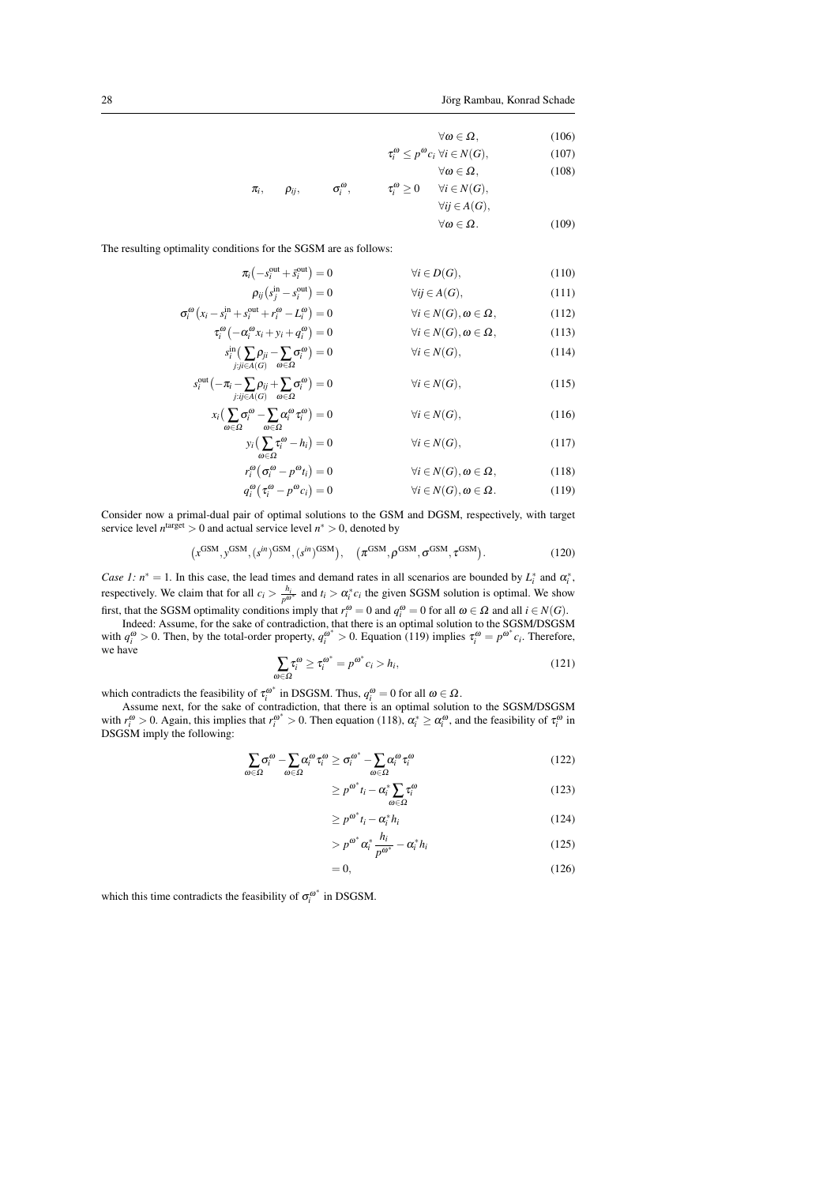$$\forall \omega \in \Omega, \tag{106}$$

$$\tau_i^{\omega} \leq p^{\omega} c_i \ \forall i \in N(G), \tag{107}$$

$$\forall \omega \in \Omega, \tag{108}$$

$$\pi_i, \qquad \rho_{ij}, \qquad \sigma_i^{\omega}, \qquad \tau_i^{\omega} \geq 0 \quad \forall i \in N(G), \ \forall ij \in A(G), \ \forall \omega \in \Omega. \tag{109}$$

The resulting optimality conditions for the SGSM are as follows:

$$\pi_i\big(-s_i^{\text{out}} + \bar{s}_i^{\text{out}}\big) = 0 \qquad \forall i \in D(G), \tag{110}$$

$$\rho_{ij}\big(s_j^{\text{in}} - s_i^{\text{out}}\big) = 0 \qquad \forall ij \in A(G), \tag{111}$$

$$\sigma_i^{\omega}\big(x_i - s_i^{\text{in}} + s_i^{\text{out}} + r_i^{\omega} - L_i^{\omega}\big) = 0 \qquad \forall i \in N(G), \omega \in \Omega, \tag{112}$$

$$\tau_i^{\omega}\big(-\alpha_i^{\omega} x_i + y_i + q_i^{\omega}\big) = 0 \qquad \forall i \in N(G), \omega \in \Omega, \tag{113}$$

$$s_i^{\text{in}}\Big(\sum_{j:ji \in A(G)} \rho_{ji} - \sum_{\omega \in \Omega} \sigma_i^{\omega}\Big) = 0 \qquad \forall i \in N(G), \tag{114}$$

$$s_i^{\text{out}}\Big(-\pi_i - \sum_{j:ij \in A(G)} \rho_{ij} + \sum_{\omega \in \Omega} \sigma_i^{\omega}\Big) = 0 \qquad \forall i \in N(G), \tag{115}$$

$$x_i\Big(\sum_{\omega \in \Omega} \sigma_i^{\omega} - \sum_{\omega \in \Omega} \alpha_i^{\omega} \tau_i^{\omega}\Big) = 0 \qquad \forall i \in N(G), \tag{116}$$

$$y_i\Big(\sum_{\omega \in \Omega} \tau_i^{\omega} - h_i\Big) = 0 \qquad \forall i \in N(G), \tag{117}$$

$$r_i^{\omega}\big(\sigma_i^{\omega} - p^{\omega} t_i\big) = 0 \qquad \forall i \in N(G), \omega \in \Omega, \tag{118}$$

$$q_i^{\omega}\big(\tau_i^{\omega} - p^{\omega} c_i\big) = 0 \qquad \forall i \in N(G), \omega \in \Omega. \tag{119}$$

Consider now a primal-dual pair of optimal solutions to the GSM and DGSM, respectively, with target service level $n^{\text{target}} > 0$ and actual service level $n^* > 0$, denoted by

$$\big(x^{\text{GSM}}, y^{\text{GSM}}, (s^{in})^{\text{GSM}}, (s^{in})^{\text{GSM}}\big), \quad \big(\pi^{\text{GSM}}, \rho^{\text{GSM}}, \sigma^{\text{GSM}}, \tau^{\text{GSM}}\big). \tag{120}$$

*Case 1:* $n^* = 1$. In this case, the lead times and demand rates in all scenarios are bounded by $L_i^*$ and $\alpha_i^*$, respectively. We claim that for all $c_i > \frac{h_i}{p^{\omega^*}}$ and $t_i > \alpha_i^* c_i$ the given SGSM solution is optimal. We show first, that the SGSM optimality conditions imply that $r_i^{\omega} = 0$ and $q_i^{\omega} = 0$ for all $\omega \in \Omega$ and all $i \in N(G)$.

Indeed: Assume, for the sake of contradiction, that there is an optimal solution to the SGSM/DSGSM with $q_i^{\omega} > 0$. Then, by the total-order property, $q_i^{\omega^*} > 0$. Equation (119) implies $\tau_i^{\omega} = p^{\omega^*} c_i$. Therefore, we have

$$\sum_{\omega \in \Omega} \tau_i^{\omega} \geq \tau_i^{\omega^*} = p^{\omega^*} c_i > h_i, \tag{121}$$

which contradicts the feasibility of $\tau_i^{\omega^*}$ in DSGSM. Thus, $q_i^{\omega} = 0$ for all $\omega \in \Omega$.

Assume next, for the sake of contradiction, that there is an optimal solution to the SGSM/DSGSM with $r_i^{\omega} > 0$. Again, this implies that $r_i^{\omega^*} > 0$. Then equation (118), $\alpha_i^* \geq \alpha_i^{\omega}$, and the feasibility of $\tau_i^{\omega}$ in DSGSM imply the following:

$$\sum_{\omega \in \Omega} \sigma_i^{\omega} - \sum_{\omega \in \Omega} \alpha_i^{\omega} \tau_i^{\omega} \geq \sigma_i^{\omega^*} - \sum_{\omega \in \Omega} \alpha_i^{\omega} \tau_i^{\omega} \tag{122}$$

$$\geq p^{\omega^*} t_i - \alpha_i^* \sum_{\omega \in \Omega} \tau_i^{\omega} \tag{123}$$

$$\geq p^{\omega^*} t_i - \alpha_i^* h_i \tag{124}$$

$$> p^{\omega^*} \alpha_i^* \frac{h_i}{p^{\omega^*}} - \alpha_i^* h_i \tag{125}$$

$$= 0, \tag{126}$$

which this time contradicts the feasibility of $\sigma_i^{\omega^*}$ in DSGSM.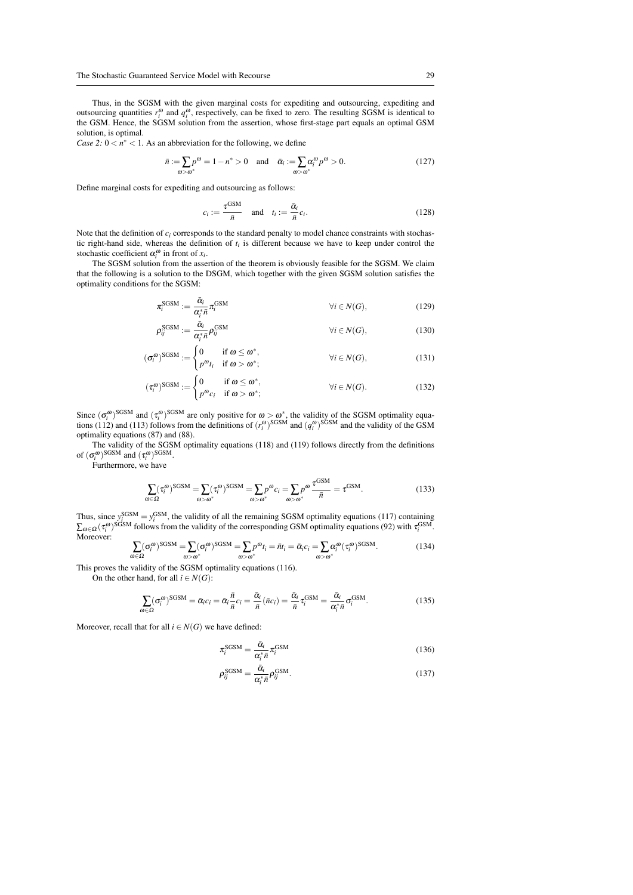Thus, in the SGSM with the given marginal costs for expediting and outsourcing, expediting and outsourcing quantities $r_i^\omega$ and $q_i^\omega$, respectively, can be fixed to zero. The resulting SGSM is identical to the GSM. Hence, the SGSM solution from the assertion, whose first-stage part equals an optimal GSM solution, is optimal.

*Case 2:* $0 < n^* < 1$. As an abbreviation for the following, we define

$$\bar{n} := \sum_{\omega > \omega^*} p^\omega = 1 - n^* > 0 \quad \text{and} \quad \bar{\alpha}_i := \sum_{\omega > \omega^*} \alpha_i^\omega p^\omega > 0. \tag{127}$$

Define marginal costs for expediting and outsourcing as follows:

$$c_i := \frac{\tau^{\text{GSM}}}{\bar{n}} \quad \text{and} \quad t_i := \frac{\bar{\alpha}_i}{\bar{n}} c_i. \tag{128}$$

Note that the definition of $c_i$ corresponds to the standard penalty to model chance constraints with stochastic right-hand side, whereas the definition of $t_i$ is different because we have to keep under control the stochastic coefficient $\alpha_i^\omega$ in front of $x_i$.

The SGSM solution from the assertion of the theorem is obviously feasible for the SGSM. We claim that the following is a solution to the DSGM, which together with the given SGSM solution satisfies the optimality conditions for the SGSM:

$$\pi_i^{\text{SGSM}} := \frac{\bar{\alpha}_i}{\alpha_i^* \bar{n}} \pi_i^{\text{GSM}} \qquad \forall i \in N(G), \tag{129}$$

$$\rho_{ij}^{\text{SGSM}} := \frac{\bar{\alpha}_i}{\alpha_i^* \bar{n}} \rho_{ij}^{\text{GSM}} \qquad \forall i \in N(G), \tag{130}$$

$$(\sigma_i^\omega)^{\text{SGSM}} := \begin{cases} 0 & \text{if } \omega \le \omega^*, \\ p^\omega t_i & \text{if } \omega > \omega^*; \end{cases} \qquad \forall i \in N(G), \tag{131}$$

$$(\tau_i^\omega)^{\text{SGSM}} := \begin{cases} 0 & \text{if } \omega \le \omega^*, \\ p^\omega c_i & \text{if } \omega > \omega^*; \end{cases} \qquad \forall i \in N(G). \tag{132}$$

Since $(\sigma_i^\omega)^{\text{SGSM}}$ and $(\tau_i^\omega)^{\text{SGSM}}$ are only positive for $\omega > \omega^*$, the validity of the SGSM optimality equations (112) and (113) follows from the definitions of $(r_i^\omega)^{\text{SGSM}}$ and $(q_i^\omega)^{\text{SGSM}}$ and the validity of the GSM optimality equations (87) and (88).

The validity of the SGSM optimality equations (118) and (119) follows directly from the definitions of $(\sigma_i^\omega)^{\text{SGSM}}$ and $(\tau_i^\omega)^{\text{SGSM}}$.

Furthermore, we have

$$\sum_{\omega \in \Omega} (\tau_i^\omega)^{\text{SGSM}} = \sum_{\omega > \omega^*} (\tau_i^\omega)^{\text{SGSM}} = \sum_{\omega > \omega^*} p^\omega c_i = \sum_{\omega > \omega^*} p^\omega \frac{\tau^{\text{GSM}}}{\bar{n}} = \tau^{\text{GSM}}. \tag{133}$$

Thus, since $y_i^{\text{SGSM}} = y_i^{\text{GSM}}$, the validity of all the remaining SGSM optimality equations (117) containing $\sum_{\omega \in \Omega} (\tau_i^\omega)^{\text{SGSM}}$ follows from the validity of the corresponding GSM optimality equations (92) with $\tau_i^{\text{GSM}}$. Moreover:

$$\sum_{\omega \in \Omega} (\sigma_i^\omega)^{\text{SGSM}} = \sum_{\omega > \omega^*} (\sigma_i^\omega)^{\text{SGSM}} = \sum_{\omega > \omega^*} p^\omega t_i = \bar{n} t_i = \bar{\alpha}_i c_i = \sum_{\omega > \omega^*} \alpha_i^\omega (\tau_i^\omega)^{\text{SGSM}}. \tag{134}$$

This proves the validity of the SGSM optimality equations (116).

On the other hand, for all $i \in N(G)$:

$$\sum_{\omega \in \Omega} (\sigma_i^\omega)^{\text{SGSM}} = \bar{\alpha}_i c_i = \bar{\alpha}_i \frac{\bar{n}}{\bar{n}} c_i = \frac{\bar{\alpha}_i}{\bar{n}} (\bar{n} c_i) = \frac{\bar{\alpha}_i}{\bar{n}} \tau_i^{\text{GSM}} = \frac{\bar{\alpha}_i}{\alpha_i^* \bar{n}} \sigma_i^{\text{GSM}}. \tag{135}$$

Moreover, recall that for all $i \in N(G)$ we have defined:

$$\pi_i^{\text{SGSM}} = \frac{\bar{\alpha}_i}{\alpha_i^* \bar{n}} \pi_i^{\text{GSM}} \tag{136}$$

$$\rho_{ij}^{\text{SGSM}} = \frac{\bar{\alpha}_i}{\alpha_i^* \bar{n}} \rho_{ij}^{\text{GSM}}. \tag{137}$$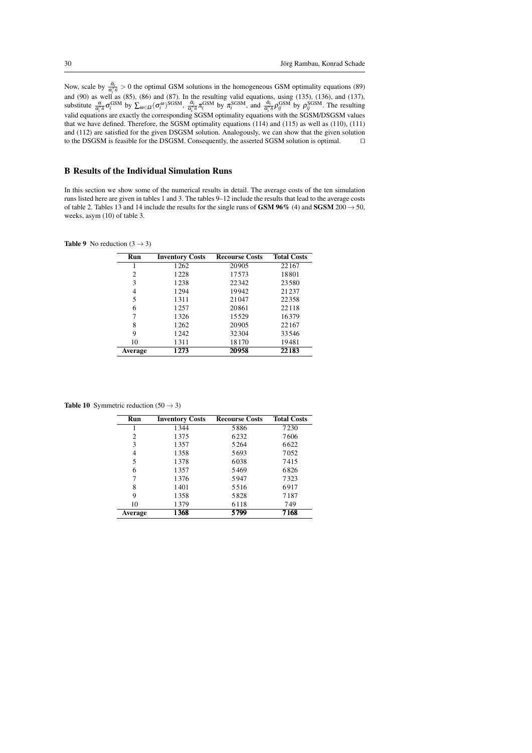Now, scale by $\frac{\bar{\alpha}_i}{\alpha_i^* \bar{n}} > 0$ the optimal GSM solutions in the homogeneous GSM optimality equations (89) and (90) as well as (85), (86) and (87). In the resulting valid equations, using (135), (136), and (137), substitute $\frac{\alpha}{\alpha_i^* \bar{n}} \sigma_i^{\mathrm{GSM}}$ by $\sum_{\omega \in \Omega} (\sigma_i^{\omega})^{\mathrm{SGSM}}$, $\frac{\bar{\alpha}_i}{\alpha_i^* \bar{n}} \pi_i^{\mathrm{GSM}}$ by $\pi_i^{\mathrm{SGSM}}$, and $\frac{\bar{\alpha}_i}{\alpha_i^* \bar{n}} \rho_{ij}^{\mathrm{GSM}}$ by $\rho_{ij}^{\mathrm{SGSM}}$. The resulting valid equations are exactly the corresponding SGSM optimality equations with the SGSM/DSGSM values that we have defined. Therefore, the SGSM optimality equations (114) and (115) as well as (110), (111) and (112) are satisfied for the given DSGSM solution. Analogously, we can show that the given solution to the DSGSM is feasible for the DSGSM. Consequently, the asserted SGSM solution is optimal. $\square$

## B Results of the Individual Simulation Runs

In this section we show some of the numerical results in detail. The average costs of the ten simulation runs listed here are given in tables 1 and 3. The tables 9–12 include the results that lead to the average costs of table 2. Tables 13 and 14 include the results for the single runs of **GSM 96%** (4) and **SGSM** $200 \to 50$, weeks, asym (10) of table 3.

**Table 9** No reduction ($3 \to 3$)

| Run | Inventory Costs | Recourse Costs | Total Costs |
|---|---|---|---|
| 1 | 1262 | 20905 | 22167 |
| 2 | 1228 | 17573 | 18801 |
| 3 | 1238 | 22342 | 23580 |
| 4 | 1294 | 19942 | 21237 |
| 5 | 1311 | 21047 | 22358 |
| 6 | 1257 | 20861 | 22118 |
| 7 | 1326 | 15529 | 16379 |
| 8 | 1262 | 20905 | 22167 |
| 9 | 1242 | 32304 | 33546 |
| 10 | 1311 | 18170 | 19481 |
| **Average** | **1273** | **20958** | **22183** |

**Table 10** Symmetric reduction ($50 \to 3$)

| Run | Inventory Costs | Recourse Costs | Total Costs |
|---|---|---|---|
| 1 | 1344 | 5886 | 7230 |
| 2 | 1375 | 6232 | 7606 |
| 3 | 1357 | 5264 | 6622 |
| 4 | 1358 | 5693 | 7052 |
| 5 | 1378 | 6038 | 7415 |
| 6 | 1357 | 5469 | 6826 |
| 7 | 1376 | 5947 | 7323 |
| 8 | 1401 | 5516 | 6917 |
| 9 | 1358 | 5828 | 7187 |
| 10 | 1379 | 6118 | 749 |
| **Average** | **1368** | **5799** | **7168** |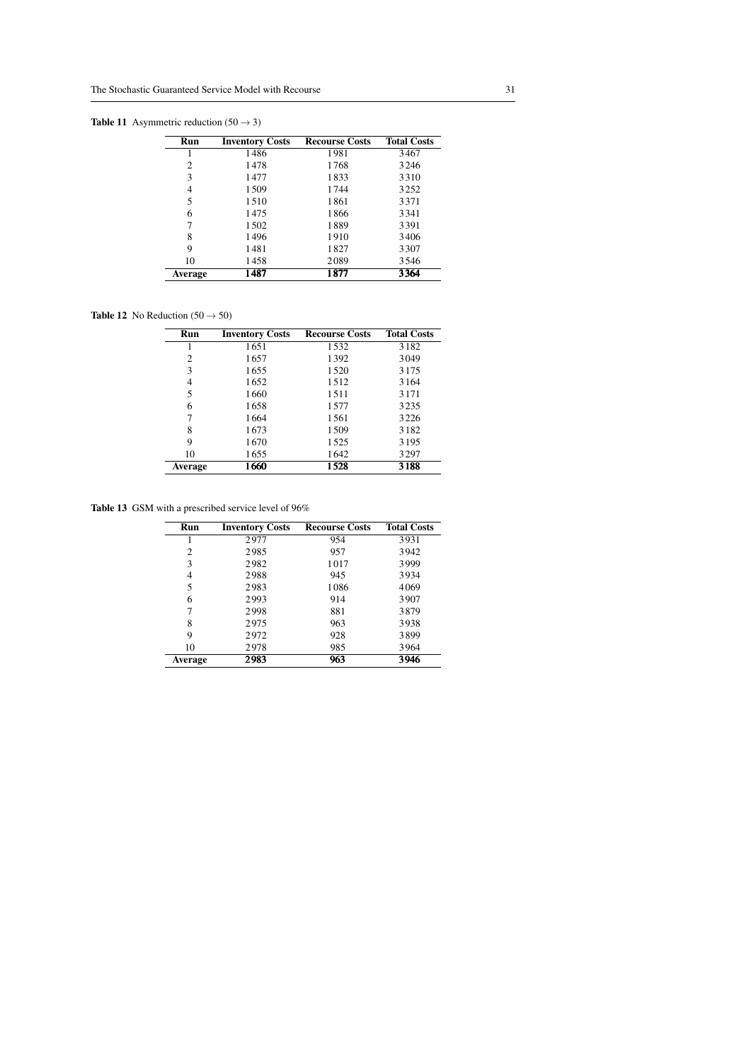**Table 11** Asymmetric reduction ($50 \rightarrow 3$)

| Run | Inventory Costs | Recourse Costs | Total Costs |
| --- | --- | --- | --- |
| 1 | 1486 | 1981 | 3467 |
| 2 | 1478 | 1768 | 3246 |
| 3 | 1477 | 1833 | 3310 |
| 4 | 1509 | 1744 | 3252 |
| 5 | 1510 | 1861 | 3371 |
| 6 | 1475 | 1866 | 3341 |
| 7 | 1502 | 1889 | 3391 |
| 8 | 1496 | 1910 | 3406 |
| 9 | 1481 | 1827 | 3307 |
| 10 | 1458 | 2089 | 3546 |
| **Average** | **1487** | **1877** | **3364** |

**Table 12** No Reduction ($50 \rightarrow 50$)

| Run | Inventory Costs | Recourse Costs | Total Costs |
| --- | --- | --- | --- |
| 1 | 1651 | 1532 | 3182 |
| 2 | 1657 | 1392 | 3049 |
| 3 | 1655 | 1520 | 3175 |
| 4 | 1652 | 1512 | 3164 |
| 5 | 1660 | 1511 | 3171 |
| 6 | 1658 | 1577 | 3235 |
| 7 | 1664 | 1561 | 3226 |
| 8 | 1673 | 1509 | 3182 |
| 9 | 1670 | 1525 | 3195 |
| 10 | 1655 | 1642 | 3297 |
| **Average** | **1660** | **1528** | **3188** |

**Table 13** GSM with a prescribed service level of 96%

| Run | Inventory Costs | Recourse Costs | Total Costs |
| --- | --- | --- | --- |
| 1 | 2977 | 954 | 3931 |
| 2 | 2985 | 957 | 3942 |
| 3 | 2982 | 1017 | 3999 |
| 4 | 2988 | 945 | 3934 |
| 5 | 2983 | 1086 | 4069 |
| 6 | 2993 | 914 | 3907 |
| 7 | 2998 | 881 | 3879 |
| 8 | 2975 | 963 | 3938 |
| 9 | 2972 | 928 | 3899 |
| 10 | 2978 | 985 | 3964 |
| **Average** | **2983** | **963** | **3946** |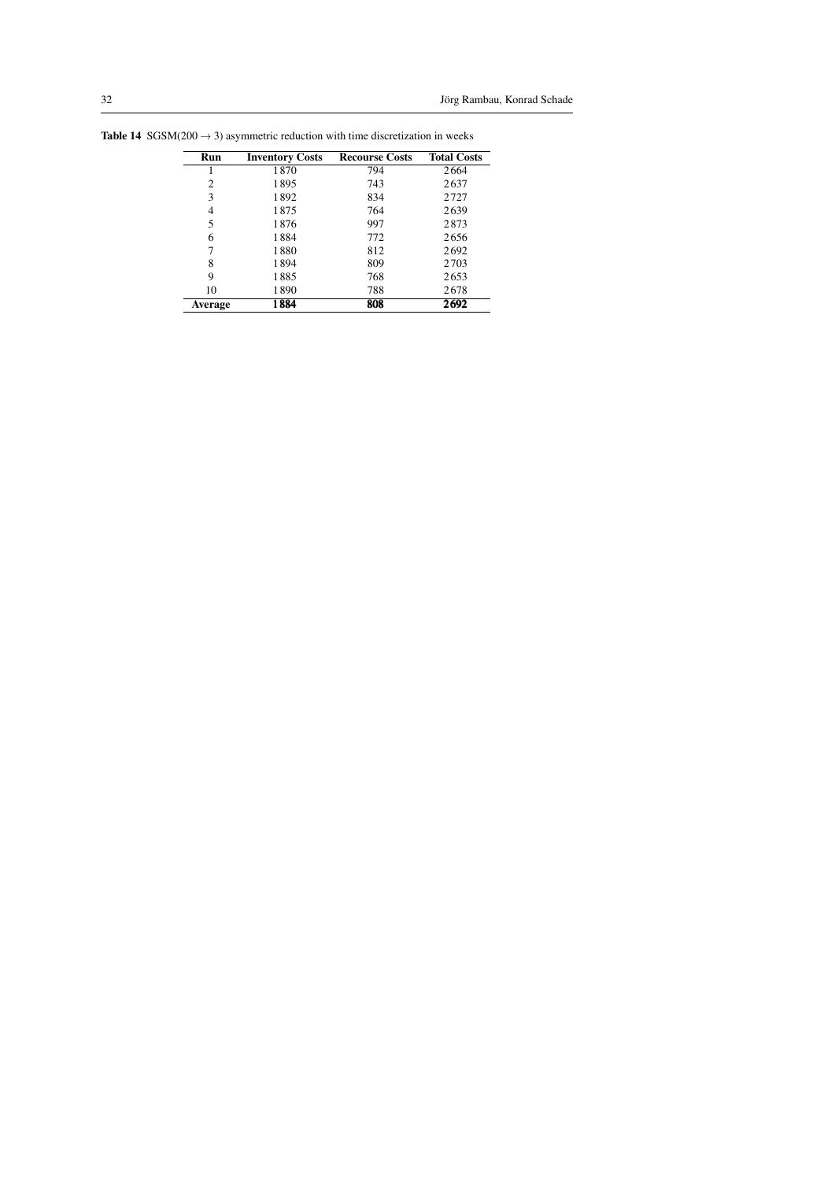**Table 14** SGSM($200 \rightarrow 3$) asymmetric reduction with time discretization in weeks

| Run | Inventory Costs | Recourse Costs | Total Costs |
|---|---|---|---|
| 1 | 1870 | 794 | 2664 |
| 2 | 1895 | 743 | 2637 |
| 3 | 1892 | 834 | 2727 |
| 4 | 1875 | 764 | 2639 |
| 5 | 1876 | 997 | 2873 |
| 6 | 1884 | 772 | 2656 |
| 7 | 1880 | 812 | 2692 |
| 8 | 1894 | 809 | 2703 |
| 9 | 1885 | 768 | 2653 |
| 10 | 1890 | 788 | 2678 |
| **Average** | **1884** | **808** | **2692** |